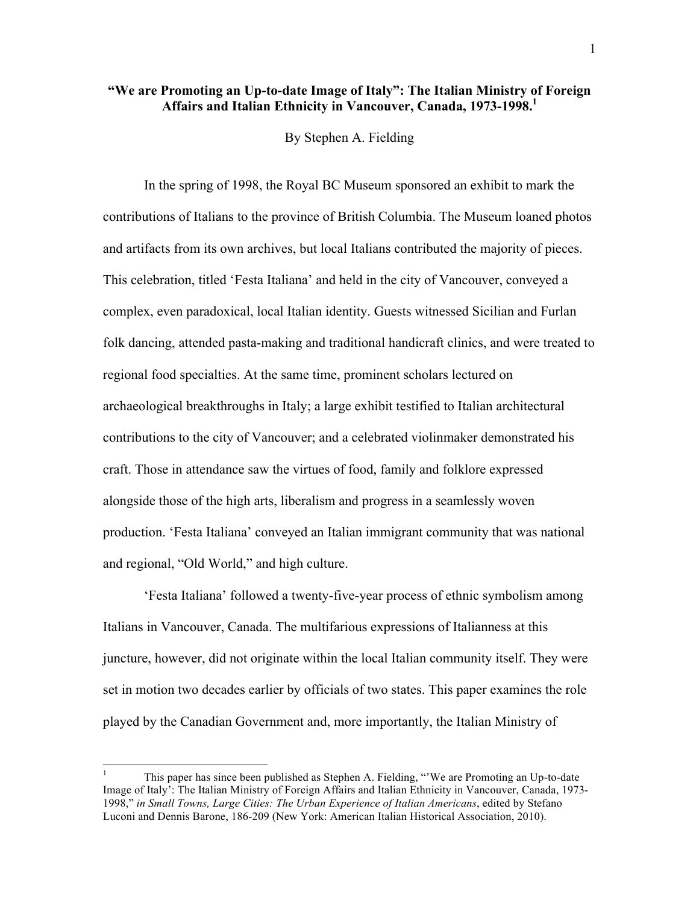# "We are Promoting an Up-to-date Image of Italy": The Italian Ministry of Foreign Affairs and Italian Ethnicity in Vancouver, Canada, 1973-1998.[1]

By Stephen A. Fielding

In the spring of 1998, the Royal BC Museum sponsored an exhibit to mark the contributions of Italians to the province of British Columbia. The Museum loaned photos and artifacts from its own archives, but local Italians contributed the majority of pieces. This celebration, titled 'Festa Italiana' and held in the city of Vancouver, conveyed a complex, even paradoxical, local Italian identity. Guests witnessed Sicilian and Furlan folk dancing, attended pasta-making and traditional handicraft clinics, and were treated to regional food specialties. At the same time, prominent scholars lectured on archaeological breakthroughs in Italy; a large exhibit testified to Italian architectural contributions to the city of Vancouver; and a celebrated violinmaker demonstrated his craft. Those in attendance saw the virtues of food, family and folklore expressed alongside those of the high arts, liberalism and progress in a seamlessly woven production. 'Festa Italiana' conveyed an Italian immigrant community that was national and regional, "Old World," and high culture.

'Festa Italiana' followed a twenty-five-year process of ethnic symbolism among Italians in Vancouver, Canada. The multifarious expressions of Italianness at this juncture, however, did not originate within the local Italian community itself. They were set in motion two decades earlier by officials of two states. This paper examines the role played by the Canadian Government and, more importantly, the Italian Ministry of

---

[1] This paper has since been published as Stephen A. Fielding, "'We are Promoting an Up-to-date Image of Italy': The Italian Ministry of Foreign Affairs and Italian Ethnicity in Vancouver, Canada, 1973-1998," *in Small Towns, Large Cities: The Urban Experience of Italian Americans*, edited by Stefano Luconi and Dennis Barone, 186-209 (New York: American Italian Historical Association, 2010).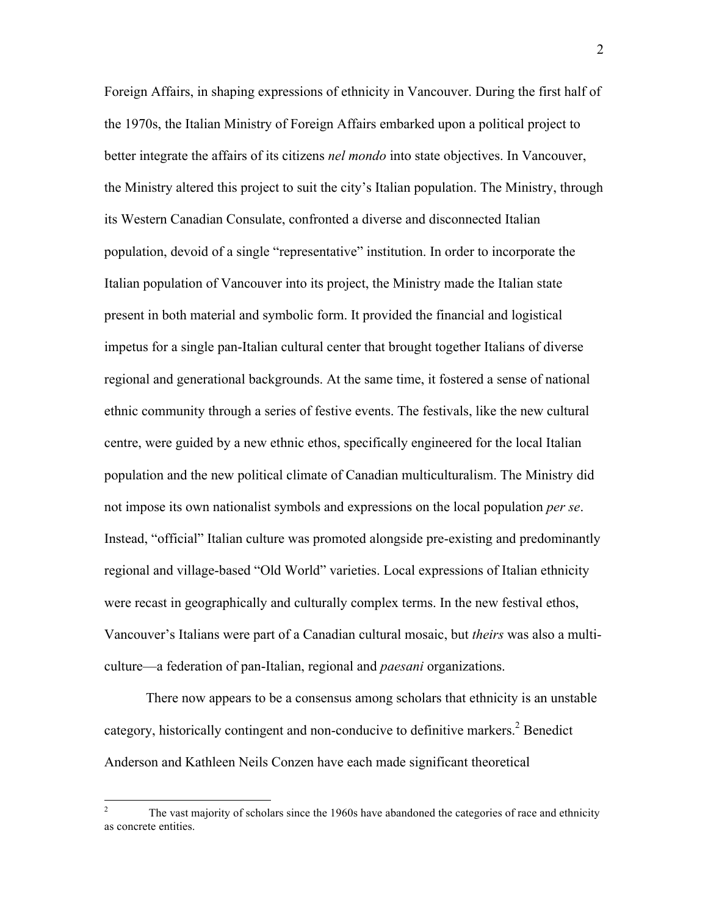Foreign Affairs, in shaping expressions of ethnicity in Vancouver. During the first half of the 1970s, the Italian Ministry of Foreign Affairs embarked upon a political project to better integrate the affairs of its citizens *nel mondo* into state objectives. In Vancouver, the Ministry altered this project to suit the city's Italian population. The Ministry, through its Western Canadian Consulate, confronted a diverse and disconnected Italian population, devoid of a single "representative" institution. In order to incorporate the Italian population of Vancouver into its project, the Ministry made the Italian state present in both material and symbolic form. It provided the financial and logistical impetus for a single pan-Italian cultural center that brought together Italians of diverse regional and generational backgrounds. At the same time, it fostered a sense of national ethnic community through a series of festive events. The festivals, like the new cultural centre, were guided by a new ethnic ethos, specifically engineered for the local Italian population and the new political climate of Canadian multiculturalism. The Ministry did not impose its own nationalist symbols and expressions on the local population *per se*. Instead, "official" Italian culture was promoted alongside pre-existing and predominantly regional and village-based "Old World" varieties. Local expressions of Italian ethnicity were recast in geographically and culturally complex terms. In the new festival ethos, Vancouver's Italians were part of a Canadian cultural mosaic, but *theirs* was also a multi-culture—a federation of pan-Italian, regional and *paesani* organizations.

There now appears to be a consensus among scholars that ethnicity is an unstable category, historically contingent and non-conducive to definitive markers.[2] Benedict Anderson and Kathleen Neils Conzen have each made significant theoretical

[2] The vast majority of scholars since the 1960s have abandoned the categories of race and ethnicity as concrete entities.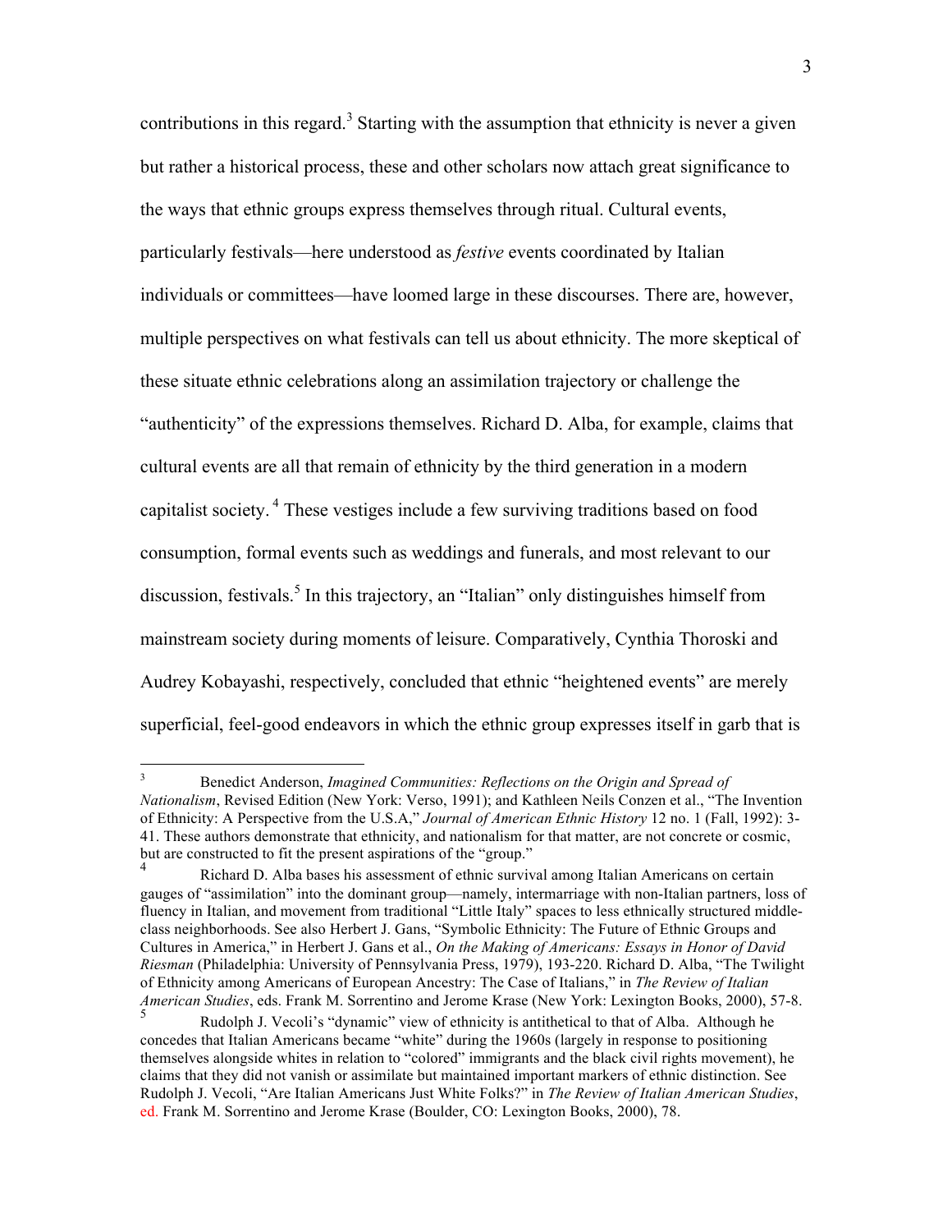contributions in this regard.[3] Starting with the assumption that ethnicity is never a given but rather a historical process, these and other scholars now attach great significance to the ways that ethnic groups express themselves through ritual. Cultural events, particularly festivals—here understood as *festive* events coordinated by Italian individuals or committees—have loomed large in these discourses. There are, however, multiple perspectives on what festivals can tell us about ethnicity. The more skeptical of these situate ethnic celebrations along an assimilation trajectory or challenge the "authenticity" of the expressions themselves. Richard D. Alba, for example, claims that cultural events are all that remain of ethnicity by the third generation in a modern capitalist society.[4] These vestiges include a few surviving traditions based on food consumption, formal events such as weddings and funerals, and most relevant to our discussion, festivals.[5] In this trajectory, an "Italian" only distinguishes himself from mainstream society during moments of leisure. Comparatively, Cynthia Thoroski and Audrey Kobayashi, respectively, concluded that ethnic "heightened events" are merely superficial, feel-good endeavors in which the ethnic group expresses itself in garb that is

---

[3] Benedict Anderson, *Imagined Communities: Reflections on the Origin and Spread of Nationalism*, Revised Edition (New York: Verso, 1991); and Kathleen Neils Conzen et al., "The Invention of Ethnicity: A Perspective from the U.S.A," *Journal of American Ethnic History* 12 no. 1 (Fall, 1992): 3-41. These authors demonstrate that ethnicity, and nationalism for that matter, are not concrete or cosmic, but are constructed to fit the present aspirations of the "group."

[4] Richard D. Alba bases his assessment of ethnic survival among Italian Americans on certain gauges of "assimilation" into the dominant group—namely, intermarriage with non-Italian partners, loss of fluency in Italian, and movement from traditional "Little Italy" spaces to less ethnically structured middle-class neighborhoods. See also Herbert J. Gans, "Symbolic Ethnicity: The Future of Ethnic Groups and Cultures in America," in Herbert J. Gans et al., *On the Making of Americans: Essays in Honor of David Riesman* (Philadelphia: University of Pennsylvania Press, 1979), 193-220. Richard D. Alba, "The Twilight of Ethnicity among Americans of European Ancestry: The Case of Italians," in *The Review of Italian American Studies*, eds. Frank M. Sorrentino and Jerome Krase (New York: Lexington Books, 2000), 57-8.

[5] Rudolph J. Vecoli's "dynamic" view of ethnicity is antithetical to that of Alba. Although he concedes that Italian Americans became "white" during the 1960s (largely in response to positioning themselves alongside whites in relation to "colored" immigrants and the black civil rights movement), he claims that they did not vanish or assimilate but maintained important markers of ethnic distinction. See Rudolph J. Vecoli, "Are Italian Americans Just White Folks?" in *The Review of Italian American Studies*, ed. Frank M. Sorrentino and Jerome Krase (Boulder, CO: Lexington Books, 2000), 78.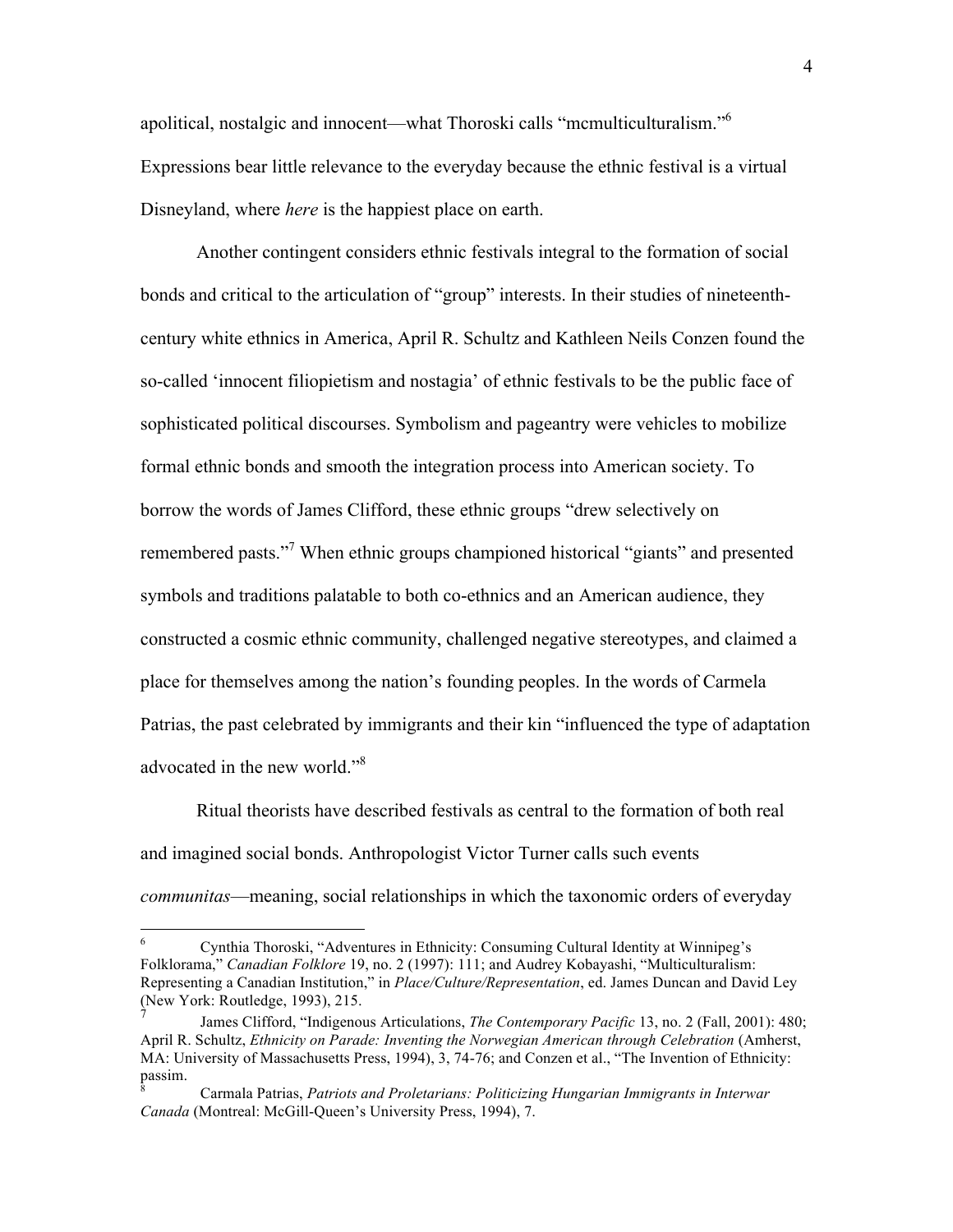apolitical, nostalgic and innocent—what Thoroski calls "mcmulticulturalism."[6] Expressions bear little relevance to the everyday because the ethnic festival is a virtual Disneyland, where *here* is the happiest place on earth.

Another contingent considers ethnic festivals integral to the formation of social bonds and critical to the articulation of "group" interests. In their studies of nineteenth-century white ethnics in America, April R. Schultz and Kathleen Neils Conzen found the so-called 'innocent filiopietism and nostagia' of ethnic festivals to be the public face of sophisticated political discourses. Symbolism and pageantry were vehicles to mobilize formal ethnic bonds and smooth the integration process into American society. To borrow the words of James Clifford, these ethnic groups "drew selectively on remembered pasts."[7] When ethnic groups championed historical "giants" and presented symbols and traditions palatable to both co-ethnics and an American audience, they constructed a cosmic ethnic community, challenged negative stereotypes, and claimed a place for themselves among the nation's founding peoples. In the words of Carmela Patrias, the past celebrated by immigrants and their kin "influenced the type of adaptation advocated in the new world."[8]

Ritual theorists have described festivals as central to the formation of both real and imagined social bonds. Anthropologist Victor Turner calls such events *communitas*—meaning, social relationships in which the taxonomic orders of everyday

---

[6] Cynthia Thoroski, "Adventures in Ethnicity: Consuming Cultural Identity at Winnipeg's Folklorama," *Canadian Folklore* 19, no. 2 (1997): 111; and Audrey Kobayashi, "Multiculturalism: Representing a Canadian Institution," in *Place/Culture/Representation*, ed. James Duncan and David Ley (New York: Routledge, 1993), 215.

[7] James Clifford, "Indigenous Articulations, *The Contemporary Pacific* 13, no. 2 (Fall, 2001): 480; April R. Schultz, *Ethnicity on Parade: Inventing the Norwegian American through Celebration* (Amherst, MA: University of Massachusetts Press, 1994), 3, 74-76; and Conzen et al., "The Invention of Ethnicity: passim.

[8] Carmala Patrias, *Patriots and Proletarians: Politicizing Hungarian Immigrants in Interwar Canada* (Montreal: McGill-Queen's University Press, 1994), 7.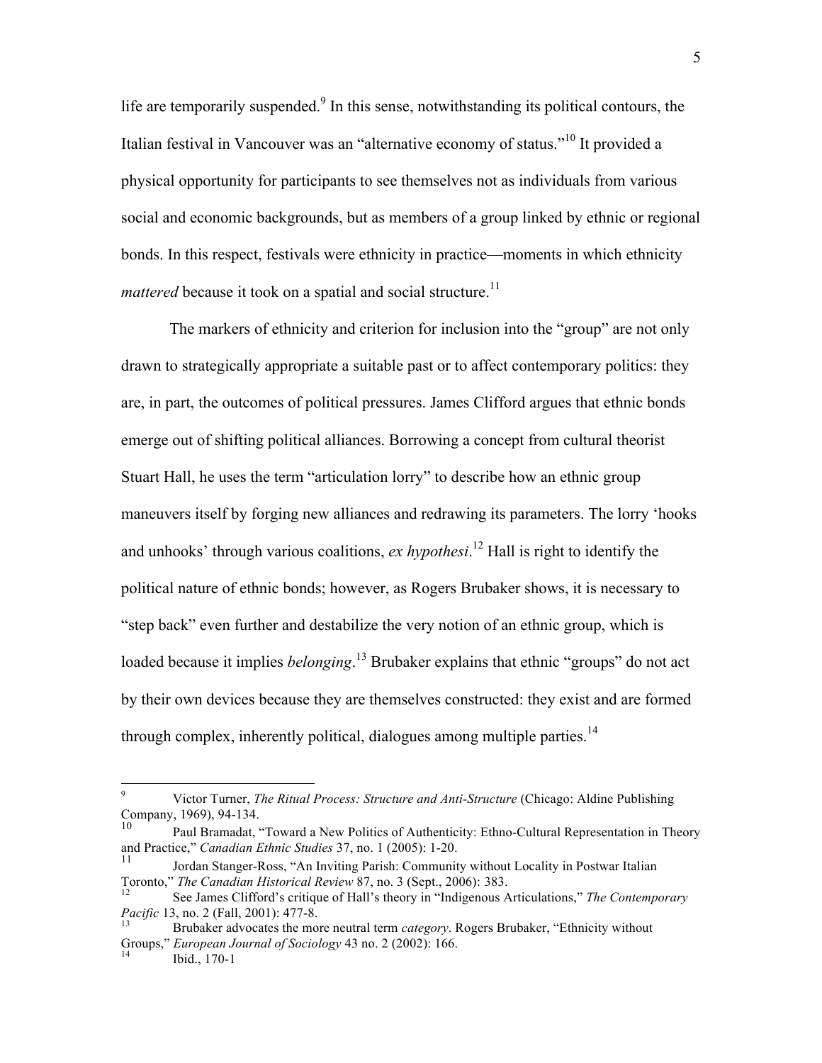life are temporarily suspended.[9] In this sense, notwithstanding its political contours, the Italian festival in Vancouver was an "alternative economy of status."[10] It provided a physical opportunity for participants to see themselves not as individuals from various social and economic backgrounds, but as members of a group linked by ethnic or regional bonds. In this respect, festivals were ethnicity in practice—moments in which ethnicity *mattered* because it took on a spatial and social structure.[11]

The markers of ethnicity and criterion for inclusion into the "group" are not only drawn to strategically appropriate a suitable past or to affect contemporary politics: they are, in part, the outcomes of political pressures. James Clifford argues that ethnic bonds emerge out of shifting political alliances. Borrowing a concept from cultural theorist Stuart Hall, he uses the term "articulation lorry" to describe how an ethnic group maneuvers itself by forging new alliances and redrawing its parameters. The lorry 'hooks and unhooks' through various coalitions, *ex hypothesi*.[12] Hall is right to identify the political nature of ethnic bonds; however, as Rogers Brubaker shows, it is necessary to "step back" even further and destabilize the very notion of an ethnic group, which is loaded because it implies *belonging*.[13] Brubaker explains that ethnic "groups" do not act by their own devices because they are themselves constructed: they exist and are formed through complex, inherently political, dialogues among multiple parties.[14]

---

[9] Victor Turner, *The Ritual Process: Structure and Anti-Structure* (Chicago: Aldine Publishing Company, 1969), 94-134.

[10] Paul Bramadat, "Toward a New Politics of Authenticity: Ethno-Cultural Representation in Theory and Practice," *Canadian Ethnic Studies* 37, no. 1 (2005): 1-20.

[11] Jordan Stanger-Ross, "An Inviting Parish: Community without Locality in Postwar Italian Toronto," *The Canadian Historical Review* 87, no. 3 (Sept., 2006): 383.

[12] See James Clifford's critique of Hall's theory in "Indigenous Articulations," *The Contemporary Pacific* 13, no. 2 (Fall, 2001): 477-8.

[13] Brubaker advocates the more neutral term *category*. Rogers Brubaker, "Ethnicity without Groups," *European Journal of Sociology* 43 no. 2 (2002): 166.

[14] Ibid., 170-1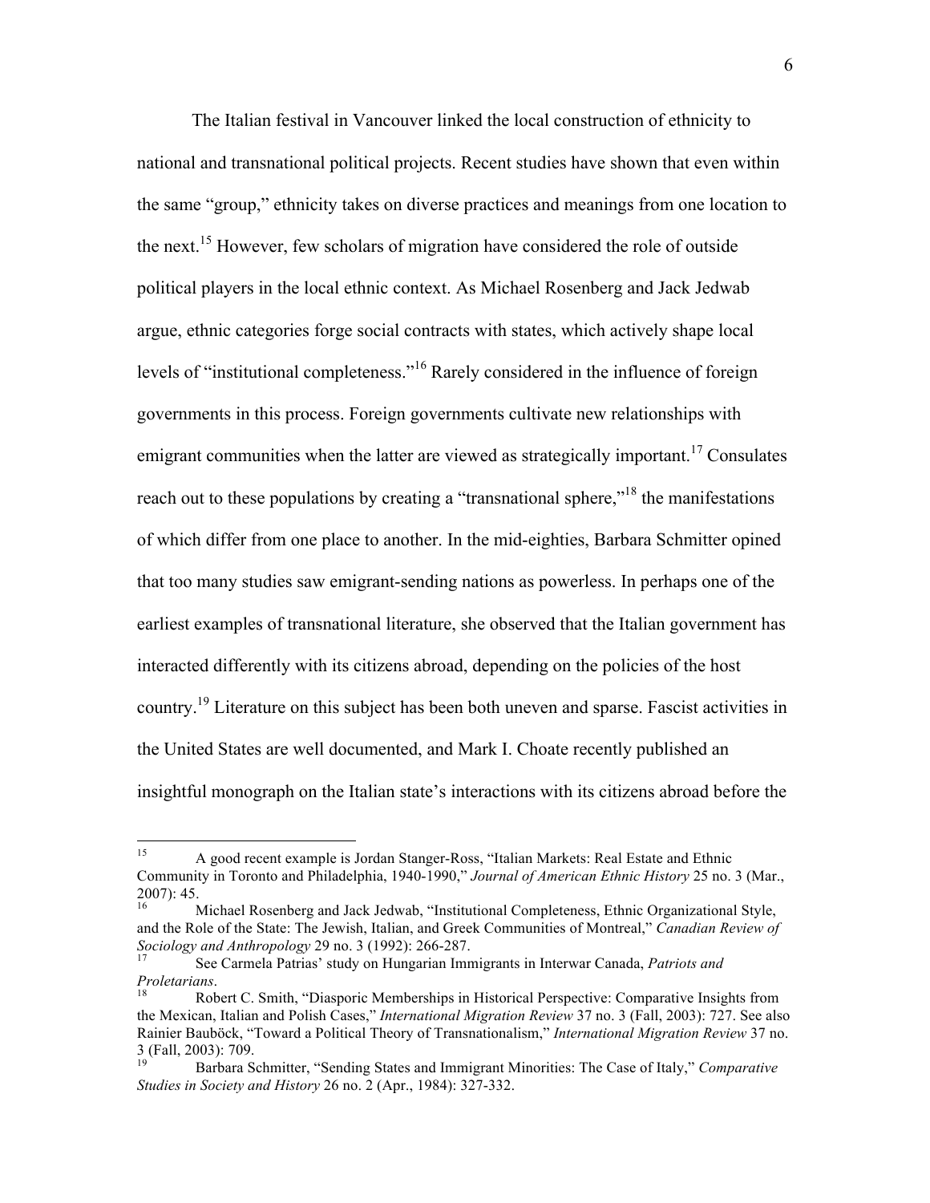The Italian festival in Vancouver linked the local construction of ethnicity to national and transnational political projects. Recent studies have shown that even within the same "group," ethnicity takes on diverse practices and meanings from one location to the next.[15] However, few scholars of migration have considered the role of outside political players in the local ethnic context. As Michael Rosenberg and Jack Jedwab argue, ethnic categories forge social contracts with states, which actively shape local levels of "institutional completeness."[16] Rarely considered in the influence of foreign governments in this process. Foreign governments cultivate new relationships with emigrant communities when the latter are viewed as strategically important.[17] Consulates reach out to these populations by creating a "transnational sphere,"[18] the manifestations of which differ from one place to another. In the mid-eighties, Barbara Schmitter opined that too many studies saw emigrant-sending nations as powerless. In perhaps one of the earliest examples of transnational literature, she observed that the Italian government has interacted differently with its citizens abroad, depending on the policies of the host country.[19] Literature on this subject has been both uneven and sparse. Fascist activities in the United States are well documented, and Mark I. Choate recently published an insightful monograph on the Italian state's interactions with its citizens abroad before the

---

[15] A good recent example is Jordan Stanger-Ross, "Italian Markets: Real Estate and Ethnic Community in Toronto and Philadelphia, 1940-1990," *Journal of American Ethnic History* 25 no. 3 (Mar., 2007): 45.

[16] Michael Rosenberg and Jack Jedwab, "Institutional Completeness, Ethnic Organizational Style, and the Role of the State: The Jewish, Italian, and Greek Communities of Montreal," *Canadian Review of Sociology and Anthropology* 29 no. 3 (1992): 266-287.

[17] See Carmela Patrias' study on Hungarian Immigrants in Interwar Canada, *Patriots and Proletarians*.

[18] Robert C. Smith, "Diasporic Memberships in Historical Perspective: Comparative Insights from the Mexican, Italian and Polish Cases," *International Migration Review* 37 no. 3 (Fall, 2003): 727. See also Rainier Bauböck, "Toward a Political Theory of Transnationalism," *International Migration Review* 37 no. 3 (Fall, 2003): 709.

[19] Barbara Schmitter, "Sending States and Immigrant Minorities: The Case of Italy," *Comparative Studies in Society and History* 26 no. 2 (Apr., 1984): 327-332.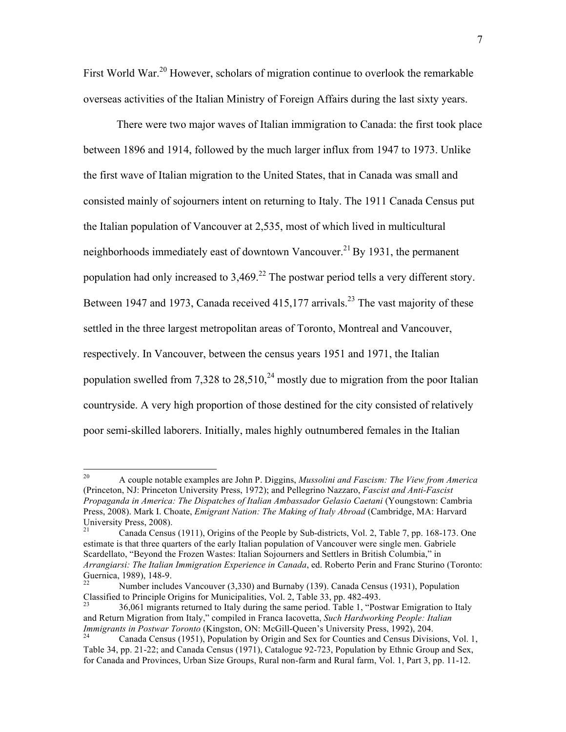First World War.[20] However, scholars of migration continue to overlook the remarkable overseas activities of the Italian Ministry of Foreign Affairs during the last sixty years.

There were two major waves of Italian immigration to Canada: the first took place between 1896 and 1914, followed by the much larger influx from 1947 to 1973. Unlike the first wave of Italian migration to the United States, that in Canada was small and consisted mainly of sojourners intent on returning to Italy. The 1911 Canada Census put the Italian population of Vancouver at 2,535, most of which lived in multicultural neighborhoods immediately east of downtown Vancouver.[21] By 1931, the permanent population had only increased to 3,469.[22] The postwar period tells a very different story. Between 1947 and 1973, Canada received 415,177 arrivals.[23] The vast majority of these settled in the three largest metropolitan areas of Toronto, Montreal and Vancouver, respectively. In Vancouver, between the census years 1951 and 1971, the Italian population swelled from 7,328 to 28,510,[24] mostly due to migration from the poor Italian countryside. A very high proportion of those destined for the city consisted of relatively poor semi-skilled laborers. Initially, males highly outnumbered females in the Italian

---

[20] A couple notable examples are John P. Diggins, *Mussolini and Fascism: The View from America* (Princeton, NJ: Princeton University Press, 1972); and Pellegrino Nazzaro, *Fascist and Anti-Fascist Propaganda in America: The Dispatches of Italian Ambassador Gelasio Caetani* (Youngstown: Cambria Press, 2008). Mark I. Choate, *Emigrant Nation: The Making of Italy Abroad* (Cambridge, MA: Harvard University Press, 2008).

[21] Canada Census (1911), Origins of the People by Sub-districts, Vol. 2, Table 7, pp. 168-173. One estimate is that three quarters of the early Italian population of Vancouver were single men. Gabriele Scardellato, "Beyond the Frozen Wastes: Italian Sojourners and Settlers in British Columbia," in *Arrangiarsi: The Italian Immigration Experience in Canada*, ed. Roberto Perin and Franc Sturino (Toronto: Guernica, 1989), 148-9.

[22] Number includes Vancouver (3,330) and Burnaby (139). Canada Census (1931), Population Classified to Principle Origins for Municipalities, Vol. 2, Table 33, pp. 482-493.

[23] 36,061 migrants returned to Italy during the same period. Table 1, "Postwar Emigration to Italy and Return Migration from Italy," compiled in Franca Iacovetta, *Such Hardworking People: Italian Immigrants in Postwar Toronto* (Kingston, ON: McGill-Queen's University Press, 1992), 204.

[24] Canada Census (1951), Population by Origin and Sex for Counties and Census Divisions, Vol. 1, Table 34, pp. 21-22; and Canada Census (1971), Catalogue 92-723, Population by Ethnic Group and Sex, for Canada and Provinces, Urban Size Groups, Rural non-farm and Rural farm, Vol. 1, Part 3, pp. 11-12.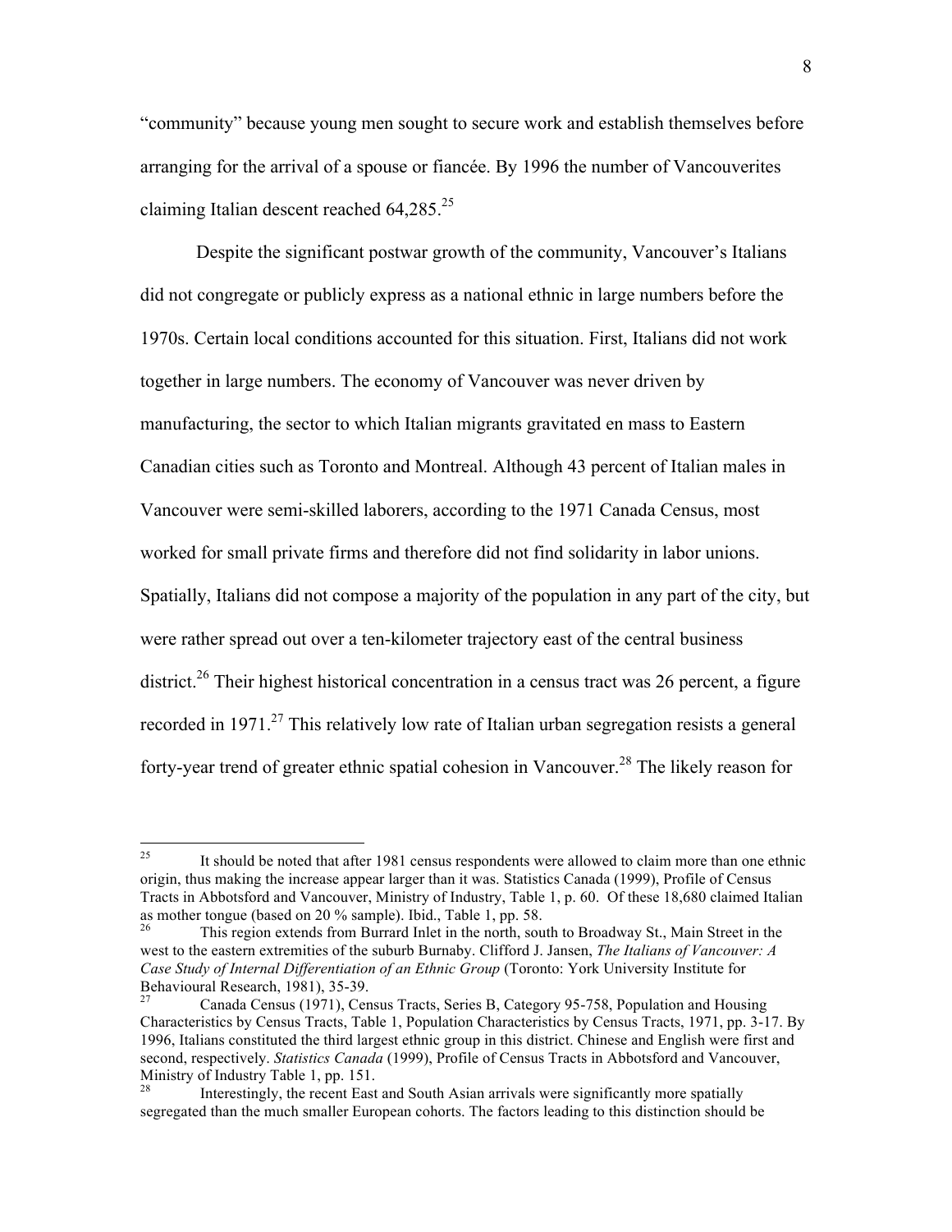"community" because young men sought to secure work and establish themselves before arranging for the arrival of a spouse or fiancée. By 1996 the number of Vancouverites claiming Italian descent reached 64,285.[25]

Despite the significant postwar growth of the community, Vancouver's Italians did not congregate or publicly express as a national ethnic in large numbers before the 1970s. Certain local conditions accounted for this situation. First, Italians did not work together in large numbers. The economy of Vancouver was never driven by manufacturing, the sector to which Italian migrants gravitated en mass to Eastern Canadian cities such as Toronto and Montreal. Although 43 percent of Italian males in Vancouver were semi-skilled laborers, according to the 1971 Canada Census, most worked for small private firms and therefore did not find solidarity in labor unions. Spatially, Italians did not compose a majority of the population in any part of the city, but were rather spread out over a ten-kilometer trajectory east of the central business district.[26] Their highest historical concentration in a census tract was 26 percent, a figure recorded in 1971.[27] This relatively low rate of Italian urban segregation resists a general forty-year trend of greater ethnic spatial cohesion in Vancouver.[28] The likely reason for

---

[25] It should be noted that after 1981 census respondents were allowed to claim more than one ethnic origin, thus making the increase appear larger than it was. Statistics Canada (1999), Profile of Census Tracts in Abbotsford and Vancouver, Ministry of Industry, Table 1, p. 60. Of these 18,680 claimed Italian as mother tongue (based on 20 % sample). Ibid., Table 1, pp. 58.

[26] This region extends from Burrard Inlet in the north, south to Broadway St., Main Street in the west to the eastern extremities of the suburb Burnaby. Clifford J. Jansen, *The Italians of Vancouver: A Case Study of Internal Differentiation of an Ethnic Group* (Toronto: York University Institute for Behavioural Research, 1981), 35-39.

[27] Canada Census (1971), Census Tracts, Series B, Category 95-758, Population and Housing Characteristics by Census Tracts, Table 1, Population Characteristics by Census Tracts, 1971, pp. 3-17. By 1996, Italians constituted the third largest ethnic group in this district. Chinese and English were first and second, respectively. *Statistics Canada* (1999), Profile of Census Tracts in Abbotsford and Vancouver, Ministry of Industry Table 1, pp. 151.

[28] Interestingly, the recent East and South Asian arrivals were significantly more spatially segregated than the much smaller European cohorts. The factors leading to this distinction should be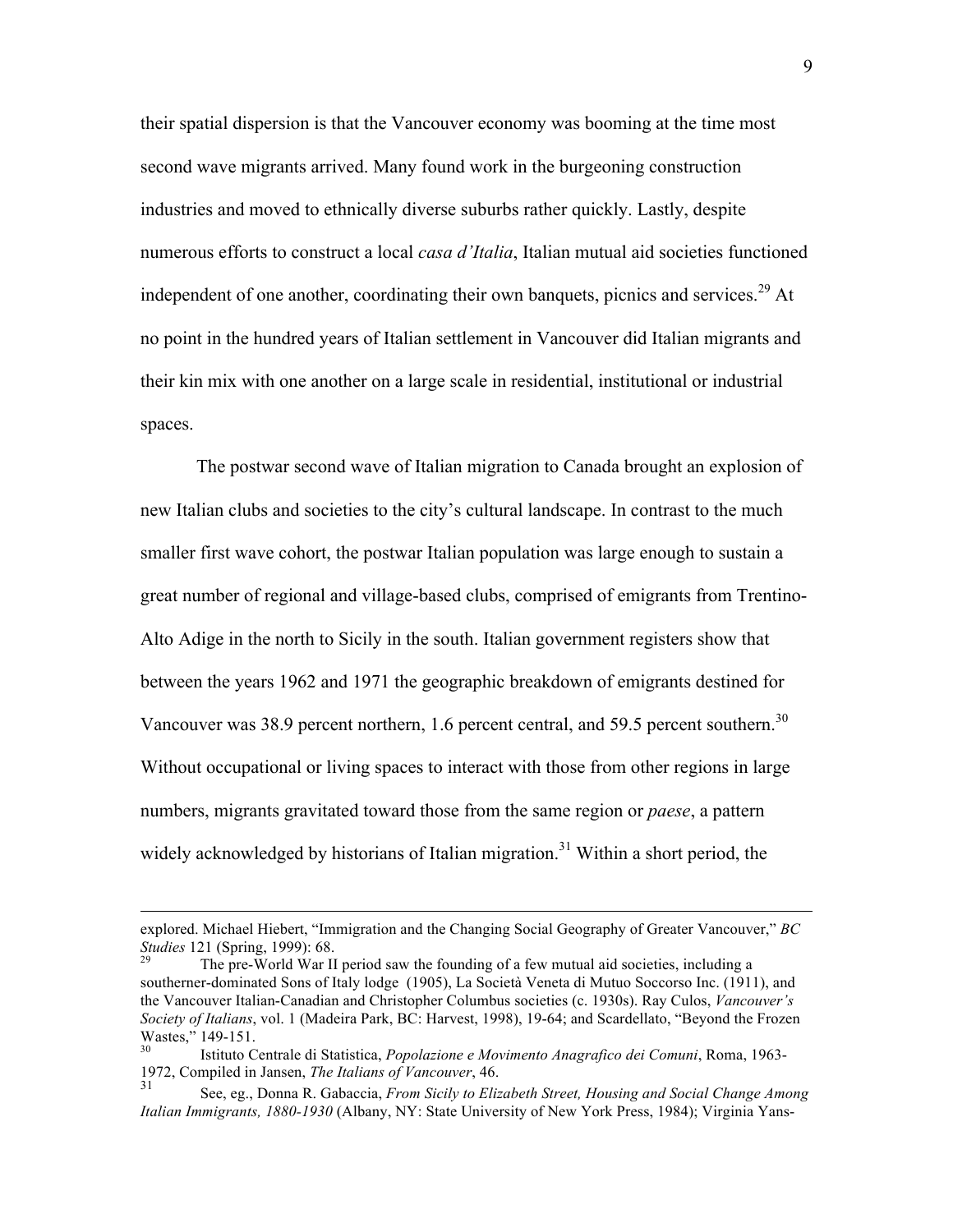their spatial dispersion is that the Vancouver economy was booming at the time most second wave migrants arrived. Many found work in the burgeoning construction industries and moved to ethnically diverse suburbs rather quickly. Lastly, despite numerous efforts to construct a local *casa d'Italia*, Italian mutual aid societies functioned independent of one another, coordinating their own banquets, picnics and services.[29] At no point in the hundred years of Italian settlement in Vancouver did Italian migrants and their kin mix with one another on a large scale in residential, institutional or industrial spaces.

The postwar second wave of Italian migration to Canada brought an explosion of new Italian clubs and societies to the city's cultural landscape. In contrast to the much smaller first wave cohort, the postwar Italian population was large enough to sustain a great number of regional and village-based clubs, comprised of emigrants from Trentino-Alto Adige in the north to Sicily in the south. Italian government registers show that between the years 1962 and 1971 the geographic breakdown of emigrants destined for Vancouver was 38.9 percent northern, 1.6 percent central, and 59.5 percent southern.[30] Without occupational or living spaces to interact with those from other regions in large numbers, migrants gravitated toward those from the same region or *paese*, a pattern widely acknowledged by historians of Italian migration.[31] Within a short period, the

---

explored. Michael Hiebert, "Immigration and the Changing Social Geography of Greater Vancouver," *BC Studies* 121 (Spring, 1999): 68.

[29] The pre-World War II period saw the founding of a few mutual aid societies, including a southerner-dominated Sons of Italy lodge (1905), La Società Veneta di Mutuo Soccorso Inc. (1911), and the Vancouver Italian-Canadian and Christopher Columbus societies (c. 1930s). Ray Culos, *Vancouver's Society of Italians*, vol. 1 (Madeira Park, BC: Harvest, 1998), 19-64; and Scardellato, "Beyond the Frozen Wastes," 149-151.

[30] Istituto Centrale di Statistica, *Popolazione e Movimento Anagrafico dei Comuni*, Roma, 1963-1972, Compiled in Jansen, *The Italians of Vancouver*, 46.

[31] See, eg., Donna R. Gabaccia, *From Sicily to Elizabeth Street, Housing and Social Change Among Italian Immigrants, 1880-1930* (Albany, NY: State University of New York Press, 1984); Virginia Yans-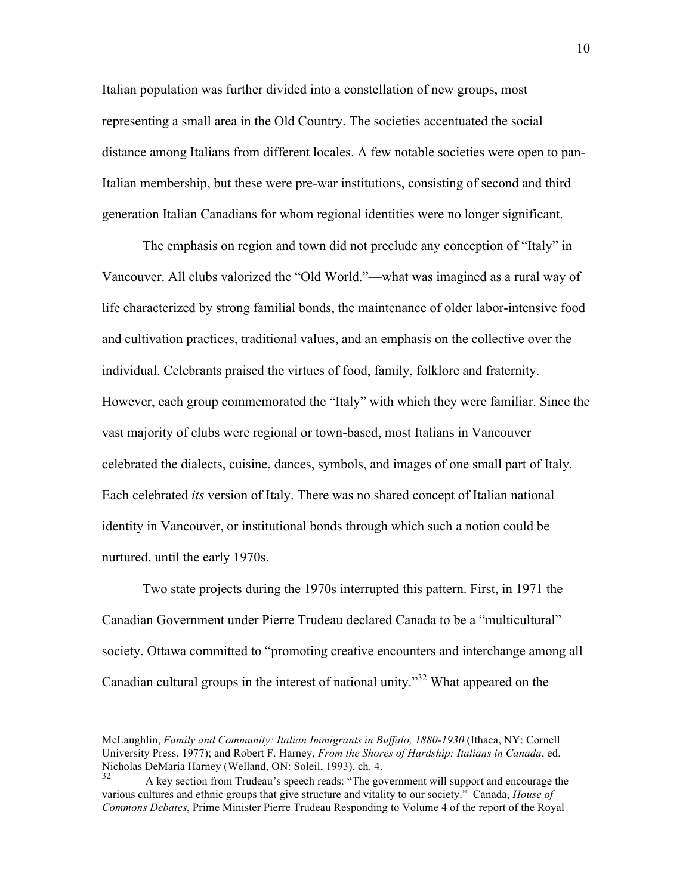Italian population was further divided into a constellation of new groups, most representing a small area in the Old Country. The societies accentuated the social distance among Italians from different locales. A few notable societies were open to pan-Italian membership, but these were pre-war institutions, consisting of second and third generation Italian Canadians for whom regional identities were no longer significant.

The emphasis on region and town did not preclude any conception of "Italy" in Vancouver. All clubs valorized the "Old World."—what was imagined as a rural way of life characterized by strong familial bonds, the maintenance of older labor-intensive food and cultivation practices, traditional values, and an emphasis on the collective over the individual. Celebrants praised the virtues of food, family, folklore and fraternity. However, each group commemorated the "Italy" with which they were familiar. Since the vast majority of clubs were regional or town-based, most Italians in Vancouver celebrated the dialects, cuisine, dances, symbols, and images of one small part of Italy. Each celebrated *its* version of Italy. There was no shared concept of Italian national identity in Vancouver, or institutional bonds through which such a notion could be nurtured, until the early 1970s.

Two state projects during the 1970s interrupted this pattern. First, in 1971 the Canadian Government under Pierre Trudeau declared Canada to be a "multicultural" society. Ottawa committed to "promoting creative encounters and interchange among all Canadian cultural groups in the interest of national unity."[32] What appeared on the

---

McLaughlin, *Family and Community: Italian Immigrants in Buffalo, 1880-1930* (Ithaca, NY: Cornell University Press, 1977); and Robert F. Harney, *From the Shores of Hardship: Italians in Canada*, ed. Nicholas DeMaria Harney (Welland, ON: Soleil, 1993), ch. 4.

[32] A key section from Trudeau's speech reads: "The government will support and encourage the various cultures and ethnic groups that give structure and vitality to our society." Canada, *House of Commons Debates*, Prime Minister Pierre Trudeau Responding to Volume 4 of the report of the Royal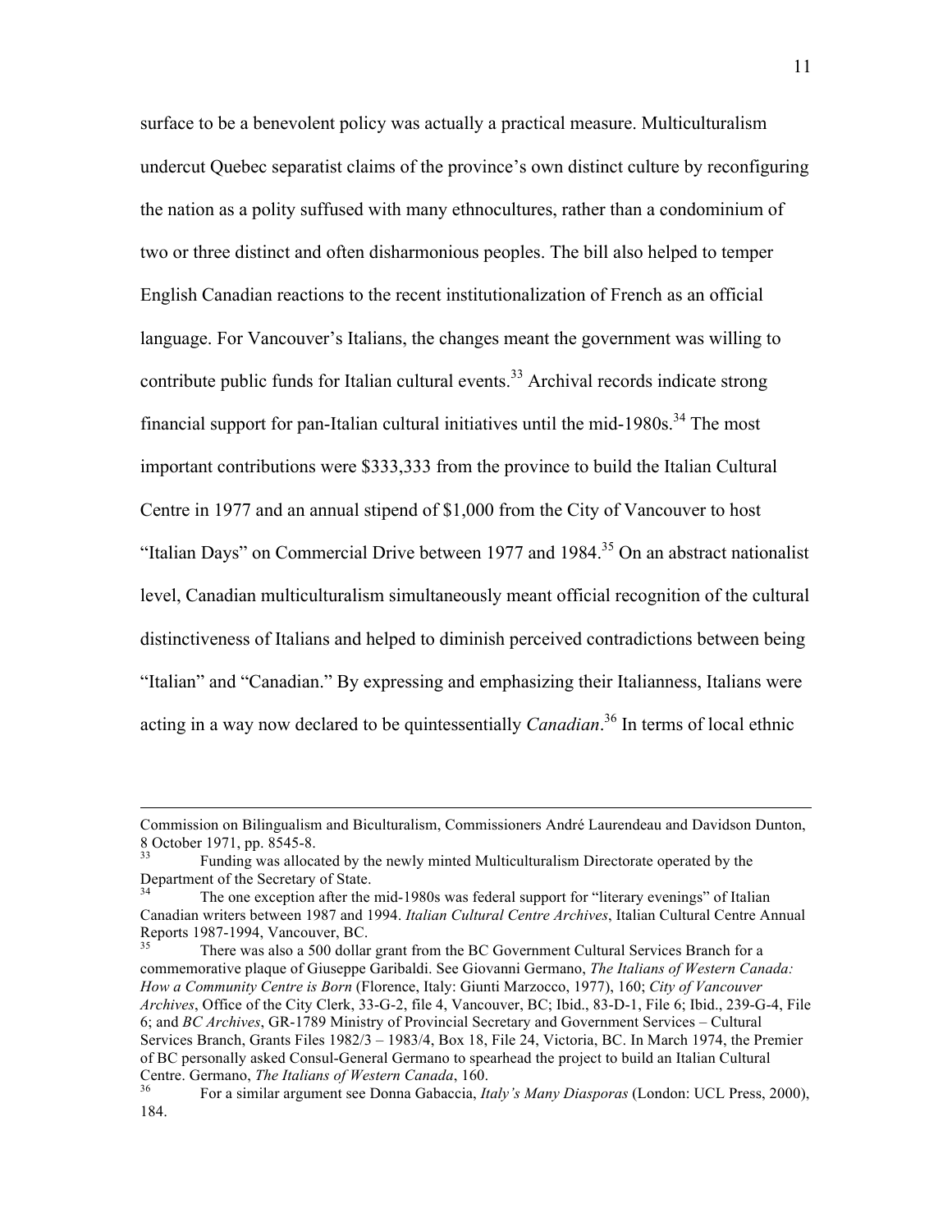surface to be a benevolent policy was actually a practical measure. Multiculturalism undercut Quebec separatist claims of the province's own distinct culture by reconfiguring the nation as a polity suffused with many ethnocultures, rather than a condominium of two or three distinct and often disharmonious peoples. The bill also helped to temper English Canadian reactions to the recent institutionalization of French as an official language. For Vancouver's Italians, the changes meant the government was willing to contribute public funds for Italian cultural events.[33] Archival records indicate strong financial support for pan-Italian cultural initiatives until the mid-1980s.[34] The most important contributions were $333,333 from the province to build the Italian Cultural Centre in 1977 and an annual stipend of $1,000 from the City of Vancouver to host "Italian Days" on Commercial Drive between 1977 and 1984.[35] On an abstract nationalist level, Canadian multiculturalism simultaneously meant official recognition of the cultural distinctiveness of Italians and helped to diminish perceived contradictions between being "Italian" and "Canadian." By expressing and emphasizing their Italianness, Italians were acting in a way now declared to be quintessentially *Canadian*.[36] In terms of local ethnic

---

Commission on Bilingualism and Biculturalism, Commissioners André Laurendeau and Davidson Dunton, 8 October 1971, pp. 8545-8.

[33] Funding was allocated by the newly minted Multiculturalism Directorate operated by the Department of the Secretary of State.

[34] The one exception after the mid-1980s was federal support for "literary evenings" of Italian Canadian writers between 1987 and 1994. *Italian Cultural Centre Archives*, Italian Cultural Centre Annual Reports 1987-1994, Vancouver, BC.

[35] There was also a 500 dollar grant from the BC Government Cultural Services Branch for a commemorative plaque of Giuseppe Garibaldi. See Giovanni Germano, *The Italians of Western Canada: How a Community Centre is Born* (Florence, Italy: Giunti Marzocco, 1977), 160; *City of Vancouver Archives*, Office of the City Clerk, 33-G-2, file 4, Vancouver, BC; Ibid., 83-D-1, File 6; Ibid., 239-G-4, File 6; and *BC Archives*, GR-1789 Ministry of Provincial Secretary and Government Services – Cultural Services Branch, Grants Files 1982/3 – 1983/4, Box 18, File 24, Victoria, BC. In March 1974, the Premier of BC personally asked Consul-General Germano to spearhead the project to build an Italian Cultural Centre. Germano, *The Italians of Western Canada*, 160.

[36] For a similar argument see Donna Gabaccia, *Italy's Many Diasporas* (London: UCL Press, 2000), 184.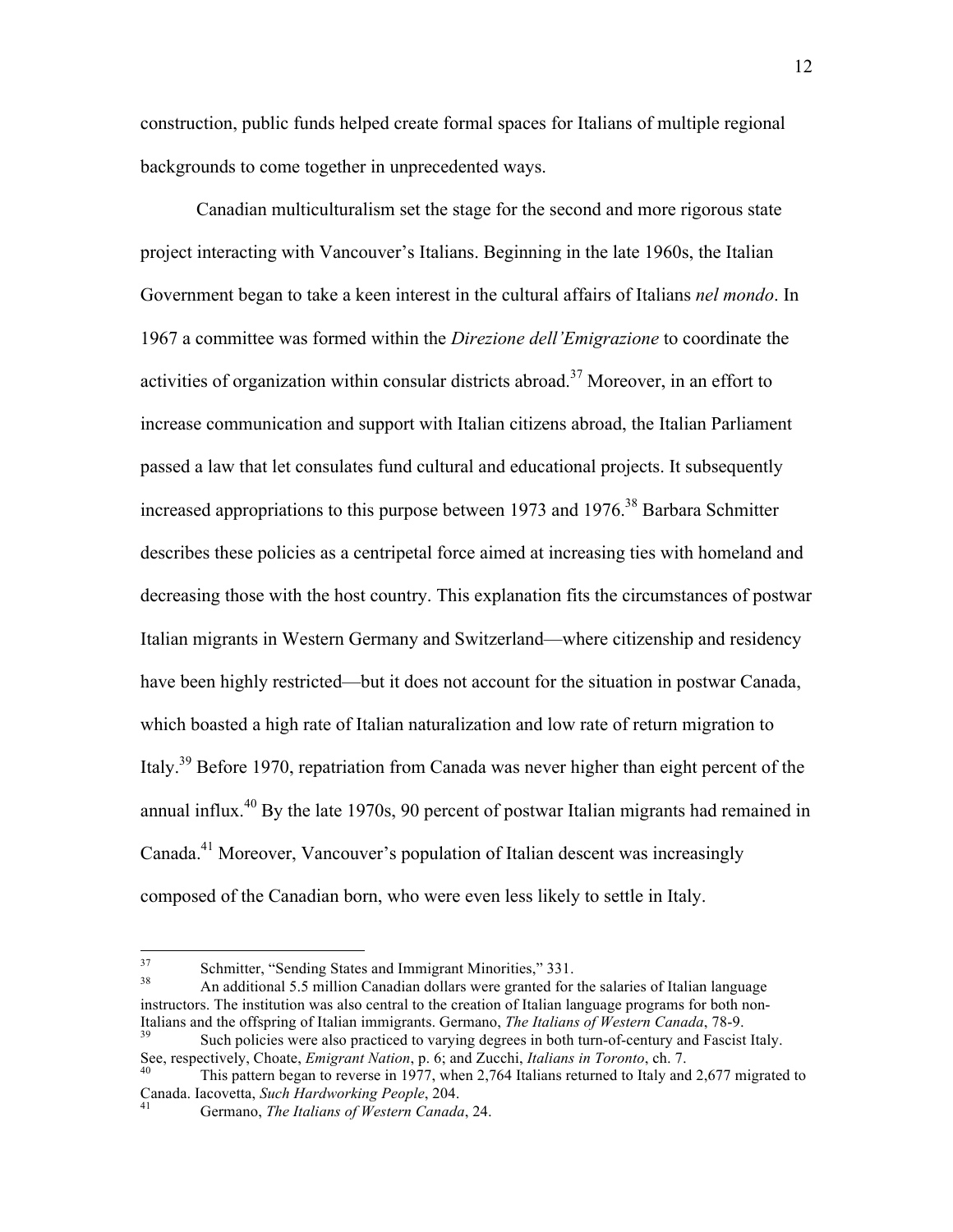construction, public funds helped create formal spaces for Italians of multiple regional backgrounds to come together in unprecedented ways.

Canadian multiculturalism set the stage for the second and more rigorous state project interacting with Vancouver's Italians. Beginning in the late 1960s, the Italian Government began to take a keen interest in the cultural affairs of Italians *nel mondo*. In 1967 a committee was formed within the *Direzione dell'Emigrazione* to coordinate the activities of organization within consular districts abroad.[37] Moreover, in an effort to increase communication and support with Italian citizens abroad, the Italian Parliament passed a law that let consulates fund cultural and educational projects. It subsequently increased appropriations to this purpose between 1973 and 1976.[38] Barbara Schmitter describes these policies as a centripetal force aimed at increasing ties with homeland and decreasing those with the host country. This explanation fits the circumstances of postwar Italian migrants in Western Germany and Switzerland—where citizenship and residency have been highly restricted—but it does not account for the situation in postwar Canada, which boasted a high rate of Italian naturalization and low rate of return migration to Italy.[39] Before 1970, repatriation from Canada was never higher than eight percent of the annual influx.[40] By the late 1970s, 90 percent of postwar Italian migrants had remained in Canada.[41] Moreover, Vancouver's population of Italian descent was increasingly composed of the Canadian born, who were even less likely to settle in Italy.

---

[37] Schmitter, "Sending States and Immigrant Minorities," 331.

[38] An additional 5.5 million Canadian dollars were granted for the salaries of Italian language instructors. The institution was also central to the creation of Italian language programs for both non-Italians and the offspring of Italian immigrants. Germano, *The Italians of Western Canada*, 78-9.

[39] Such policies were also practiced to varying degrees in both turn-of-century and Fascist Italy. See, respectively, Choate, *Emigrant Nation*, p. 6; and Zucchi, *Italians in Toronto*, ch. 7.

[40] This pattern began to reverse in 1977, when 2,764 Italians returned to Italy and 2,677 migrated to Canada. Iacovetta, *Such Hardworking People*, 204.

[41] Germano, *The Italians of Western Canada*, 24.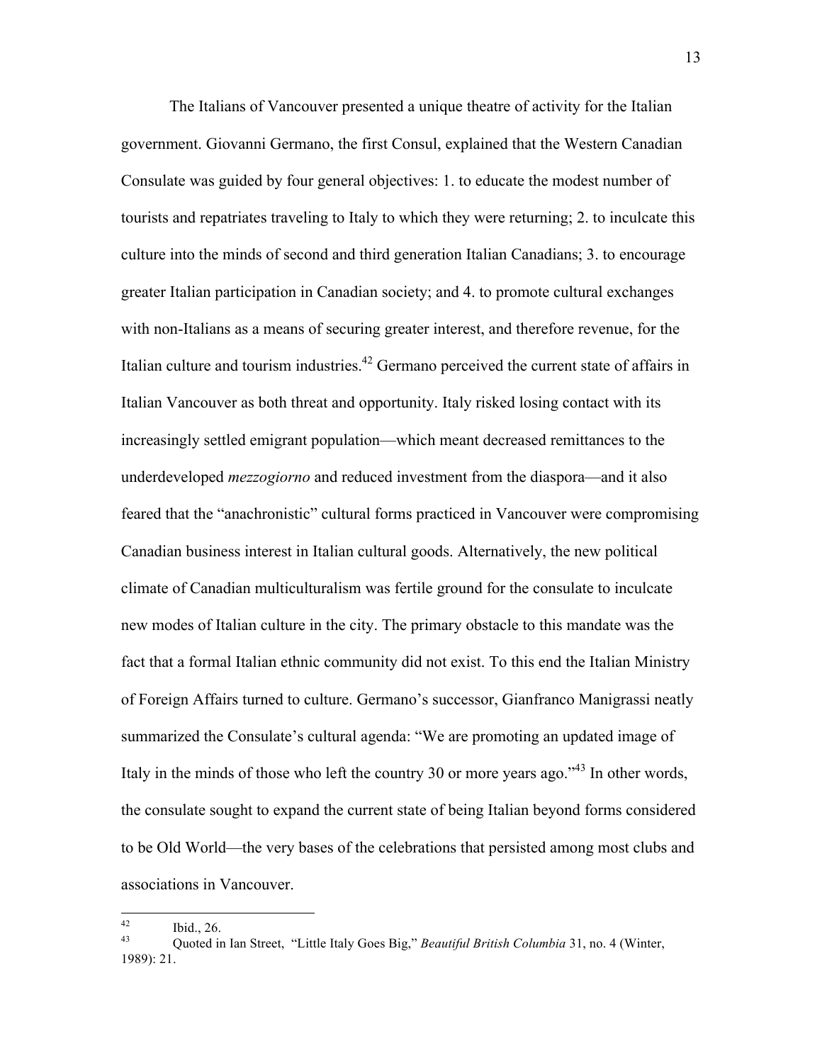The Italians of Vancouver presented a unique theatre of activity for the Italian government. Giovanni Germano, the first Consul, explained that the Western Canadian Consulate was guided by four general objectives: 1. to educate the modest number of tourists and repatriates traveling to Italy to which they were returning; 2. to inculcate this culture into the minds of second and third generation Italian Canadians; 3. to encourage greater Italian participation in Canadian society; and 4. to promote cultural exchanges with non-Italians as a means of securing greater interest, and therefore revenue, for the Italian culture and tourism industries.[42] Germano perceived the current state of affairs in Italian Vancouver as both threat and opportunity. Italy risked losing contact with its increasingly settled emigrant population—which meant decreased remittances to the underdeveloped *mezzogiorno* and reduced investment from the diaspora—and it also feared that the "anachronistic" cultural forms practiced in Vancouver were compromising Canadian business interest in Italian cultural goods. Alternatively, the new political climate of Canadian multiculturalism was fertile ground for the consulate to inculcate new modes of Italian culture in the city. The primary obstacle to this mandate was the fact that a formal Italian ethnic community did not exist. To this end the Italian Ministry of Foreign Affairs turned to culture. Germano's successor, Gianfranco Manigrassi neatly summarized the Consulate's cultural agenda: "We are promoting an updated image of Italy in the minds of those who left the country 30 or more years ago."[43] In other words, the consulate sought to expand the current state of being Italian beyond forms considered to be Old World—the very bases of the celebrations that persisted among most clubs and associations in Vancouver.

---

[42] Ibid., 26.

[43] Quoted in Ian Street, "Little Italy Goes Big," *Beautiful British Columbia* 31, no. 4 (Winter, 1989): 21.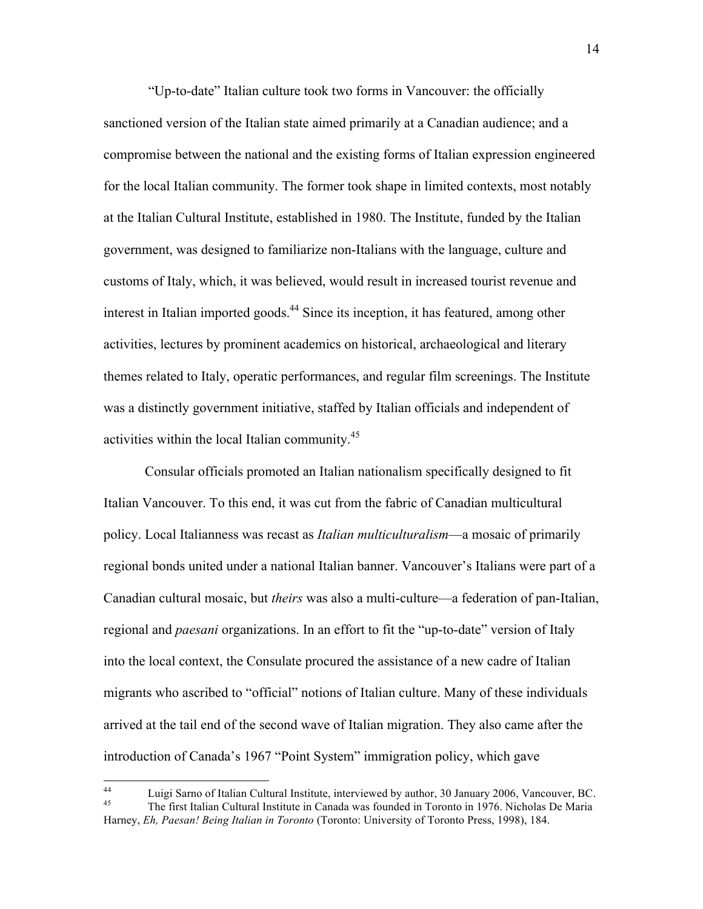"Up-to-date" Italian culture took two forms in Vancouver: the officially sanctioned version of the Italian state aimed primarily at a Canadian audience; and a compromise between the national and the existing forms of Italian expression engineered for the local Italian community. The former took shape in limited contexts, most notably at the Italian Cultural Institute, established in 1980. The Institute, funded by the Italian government, was designed to familiarize non-Italians with the language, culture and customs of Italy, which, it was believed, would result in increased tourist revenue and interest in Italian imported goods.[44] Since its inception, it has featured, among other activities, lectures by prominent academics on historical, archaeological and literary themes related to Italy, operatic performances, and regular film screenings. The Institute was a distinctly government initiative, staffed by Italian officials and independent of activities within the local Italian community.[45]

Consular officials promoted an Italian nationalism specifically designed to fit Italian Vancouver. To this end, it was cut from the fabric of Canadian multicultural policy. Local Italianness was recast as *Italian multiculturalism*—a mosaic of primarily regional bonds united under a national Italian banner. Vancouver's Italians were part of a Canadian cultural mosaic, but *theirs* was also a multi-culture—a federation of pan-Italian, regional and *paesani* organizations. In an effort to fit the "up-to-date" version of Italy into the local context, the Consulate procured the assistance of a new cadre of Italian migrants who ascribed to "official" notions of Italian culture. Many of these individuals arrived at the tail end of the second wave of Italian migration. They also came after the introduction of Canada's 1967 "Point System" immigration policy, which gave

---

[44] Luigi Sarno of Italian Cultural Institute, interviewed by author, 30 January 2006, Vancouver, BC.

[45] The first Italian Cultural Institute in Canada was founded in Toronto in 1976. Nicholas De Maria Harney, *Eh, Paesan! Being Italian in Toronto* (Toronto: University of Toronto Press, 1998), 184.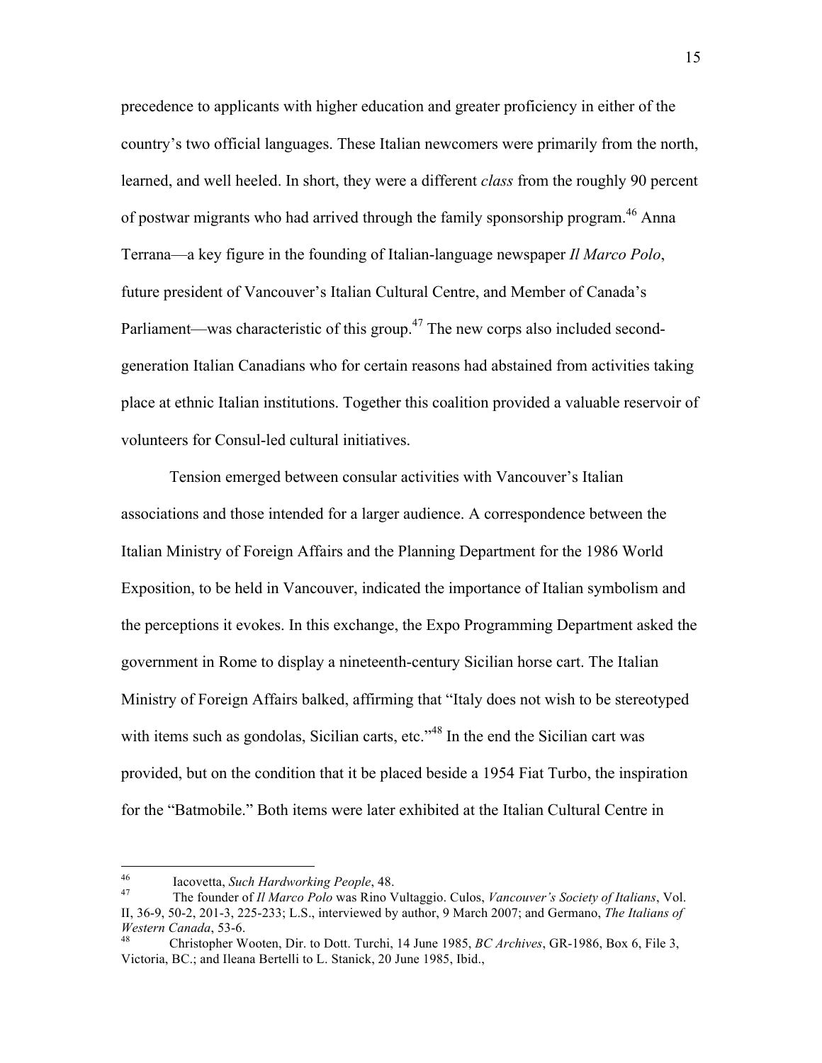precedence to applicants with higher education and greater proficiency in either of the country's two official languages. These Italian newcomers were primarily from the north, learned, and well heeled. In short, they were a different *class* from the roughly 90 percent of postwar migrants who had arrived through the family sponsorship program.[46] Anna Terrana—a key figure in the founding of Italian-language newspaper *Il Marco Polo*, future president of Vancouver's Italian Cultural Centre, and Member of Canada's Parliament—was characteristic of this group.[47] The new corps also included second-generation Italian Canadians who for certain reasons had abstained from activities taking place at ethnic Italian institutions. Together this coalition provided a valuable reservoir of volunteers for Consul-led cultural initiatives.

Tension emerged between consular activities with Vancouver's Italian associations and those intended for a larger audience. A correspondence between the Italian Ministry of Foreign Affairs and the Planning Department for the 1986 World Exposition, to be held in Vancouver, indicated the importance of Italian symbolism and the perceptions it evokes. In this exchange, the Expo Programming Department asked the government in Rome to display a nineteenth-century Sicilian horse cart. The Italian Ministry of Foreign Affairs balked, affirming that "Italy does not wish to be stereotyped with items such as gondolas, Sicilian carts, etc."[48] In the end the Sicilian cart was provided, but on the condition that it be placed beside a 1954 Fiat Turbo, the inspiration for the "Batmobile." Both items were later exhibited at the Italian Cultural Centre in

---

[46] Iacovetta, *Such Hardworking People*, 48.

[47] The founder of *Il Marco Polo* was Rino Vultaggio. Culos, *Vancouver's Society of Italians*, Vol. II, 36-9, 50-2, 201-3, 225-233; L.S., interviewed by author, 9 March 2007; and Germano, *The Italians of Western Canada*, 53-6.

[48] Christopher Wooten, Dir. to Dott. Turchi, 14 June 1985, *BC Archives*, GR-1986, Box 6, File 3, Victoria, BC.; and Ileana Bertelli to L. Stanick, 20 June 1985, Ibid.,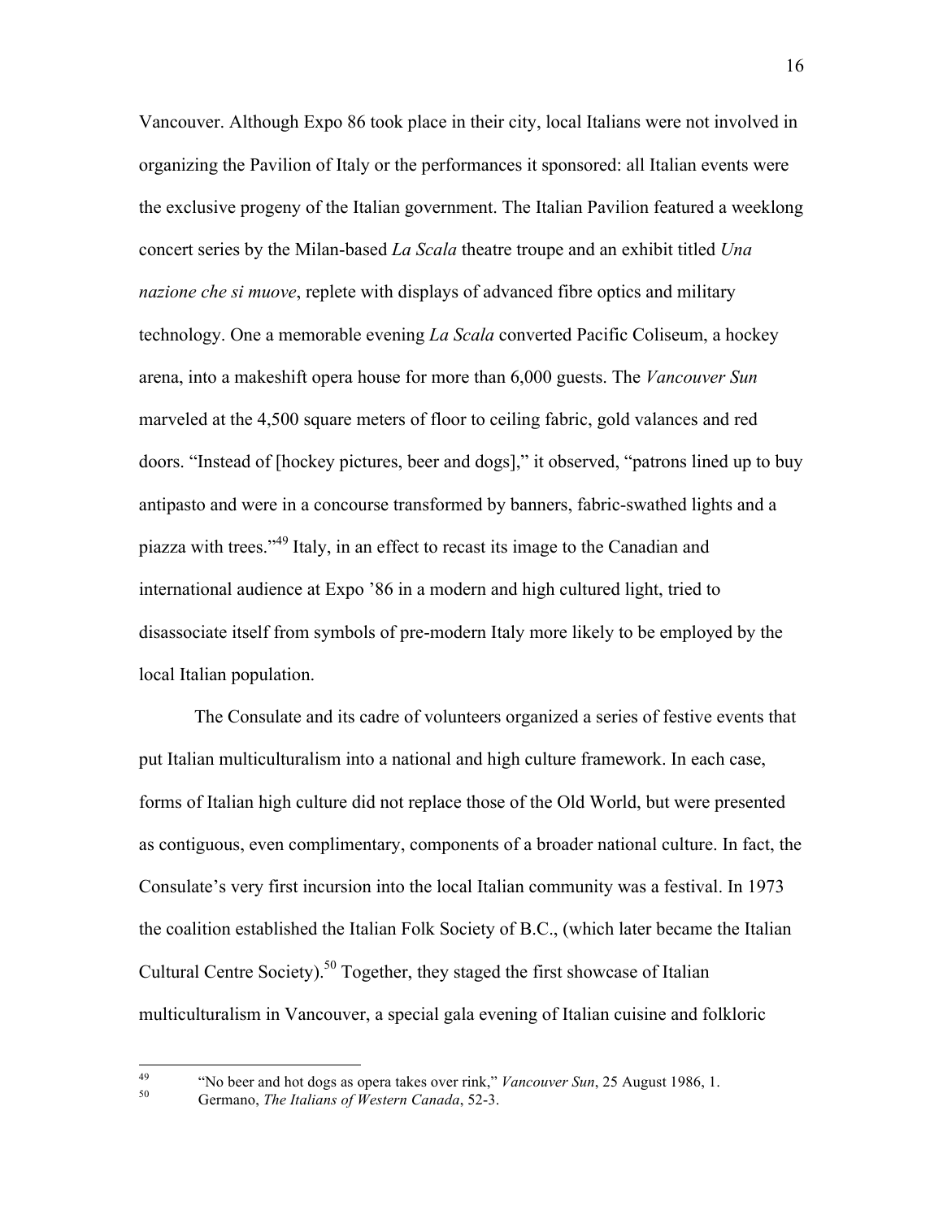Vancouver. Although Expo 86 took place in their city, local Italians were not involved in organizing the Pavilion of Italy or the performances it sponsored: all Italian events were the exclusive progeny of the Italian government. The Italian Pavilion featured a weeklong concert series by the Milan-based *La Scala* theatre troupe and an exhibit titled *Una nazione che si muove*, replete with displays of advanced fibre optics and military technology. One a memorable evening *La Scala* converted Pacific Coliseum, a hockey arena, into a makeshift opera house for more than 6,000 guests. The *Vancouver Sun* marveled at the 4,500 square meters of floor to ceiling fabric, gold valances and red doors. "Instead of [hockey pictures, beer and dogs]," it observed, "patrons lined up to buy antipasto and were in a concourse transformed by banners, fabric-swathed lights and a piazza with trees."[49] Italy, in an effect to recast its image to the Canadian and international audience at Expo '86 in a modern and high cultured light, tried to disassociate itself from symbols of pre-modern Italy more likely to be employed by the local Italian population.

The Consulate and its cadre of volunteers organized a series of festive events that put Italian multiculturalism into a national and high culture framework. In each case, forms of Italian high culture did not replace those of the Old World, but were presented as contiguous, even complimentary, components of a broader national culture. In fact, the Consulate's very first incursion into the local Italian community was a festival. In 1973 the coalition established the Italian Folk Society of B.C., (which later became the Italian Cultural Centre Society).[50] Together, they staged the first showcase of Italian multiculturalism in Vancouver, a special gala evening of Italian cuisine and folkloric

---

[49] "No beer and hot dogs as opera takes over rink," *Vancouver Sun*, 25 August 1986, 1.

[50] Germano, *The Italians of Western Canada*, 52-3.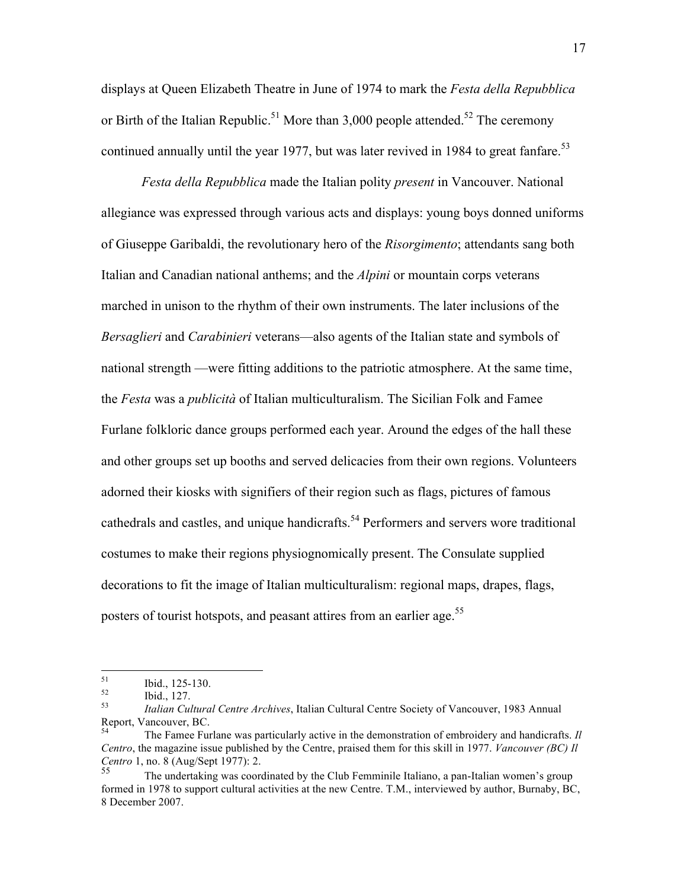displays at Queen Elizabeth Theatre in June of 1974 to mark the *Festa della Repubblica* or Birth of the Italian Republic.[51] More than 3,000 people attended.[52] The ceremony continued annually until the year 1977, but was later revived in 1984 to great fanfare.[53]

*Festa della Repubblica* made the Italian polity *present* in Vancouver. National allegiance was expressed through various acts and displays: young boys donned uniforms of Giuseppe Garibaldi, the revolutionary hero of the *Risorgimento*; attendants sang both Italian and Canadian national anthems; and the *Alpini* or mountain corps veterans marched in unison to the rhythm of their own instruments. The later inclusions of the *Bersaglieri* and *Carabinieri* veterans—also agents of the Italian state and symbols of national strength —were fitting additions to the patriotic atmosphere. At the same time, the *Festa* was a *publicità* of Italian multiculturalism. The Sicilian Folk and Famee Furlane folkloric dance groups performed each year. Around the edges of the hall these and other groups set up booths and served delicacies from their own regions. Volunteers adorned their kiosks with signifiers of their region such as flags, pictures of famous cathedrals and castles, and unique handicrafts.[54] Performers and servers wore traditional costumes to make their regions physiognomically present. The Consulate supplied decorations to fit the image of Italian multiculturalism: regional maps, drapes, flags, posters of tourist hotspots, and peasant attires from an earlier age.[55]

---

[51] Ibid., 125-130.

[52] Ibid., 127.

[53] *Italian Cultural Centre Archives*, Italian Cultural Centre Society of Vancouver, 1983 Annual Report, Vancouver, BC.

[54] The Famee Furlane was particularly active in the demonstration of embroidery and handicrafts. *Il Centro*, the magazine issue published by the Centre, praised them for this skill in 1977. *Vancouver (BC) Il Centro* 1, no. 8 (Aug/Sept 1977): 2.

[55] The undertaking was coordinated by the Club Femminile Italiano, a pan-Italian women's group formed in 1978 to support cultural activities at the new Centre. T.M., interviewed by author, Burnaby, BC, 8 December 2007.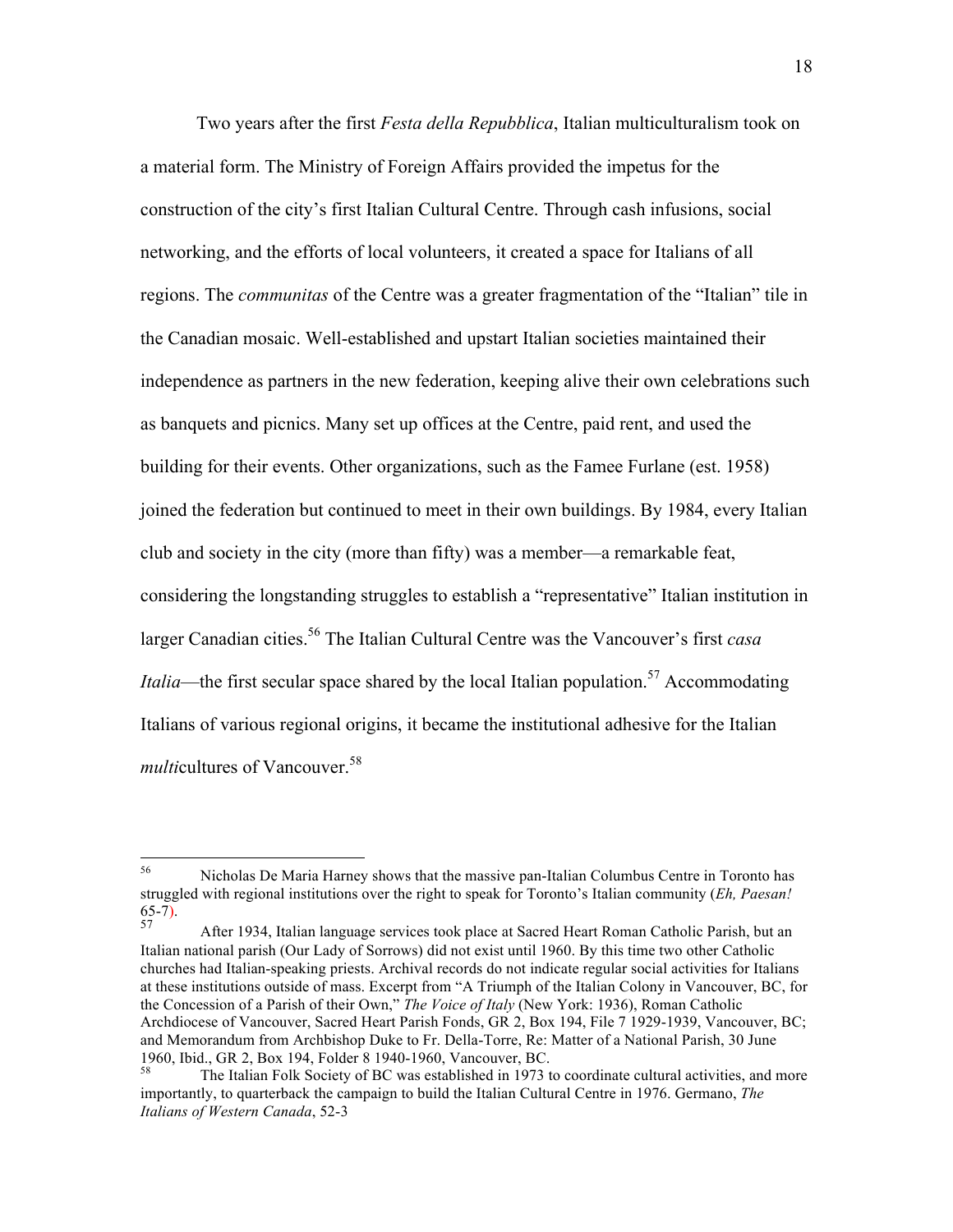Two years after the first *Festa della Repubblica*, Italian multiculturalism took on a material form. The Ministry of Foreign Affairs provided the impetus for the construction of the city's first Italian Cultural Centre. Through cash infusions, social networking, and the efforts of local volunteers, it created a space for Italians of all regions. The *communitas* of the Centre was a greater fragmentation of the "Italian" tile in the Canadian mosaic. Well-established and upstart Italian societies maintained their independence as partners in the new federation, keeping alive their own celebrations such as banquets and picnics. Many set up offices at the Centre, paid rent, and used the building for their events. Other organizations, such as the Famee Furlane (est. 1958) joined the federation but continued to meet in their own buildings. By 1984, every Italian club and society in the city (more than fifty) was a member—a remarkable feat, considering the longstanding struggles to establish a "representative" Italian institution in larger Canadian cities.[56] The Italian Cultural Centre was the Vancouver's first *casa Italia*—the first secular space shared by the local Italian population.[57] Accommodating Italians of various regional origins, it became the institutional adhesive for the Italian *multi*cultures of Vancouver.[58]

---

[56] Nicholas De Maria Harney shows that the massive pan-Italian Columbus Centre in Toronto has struggled with regional institutions over the right to speak for Toronto's Italian community (*Eh, Paesan!* 65-7).

[57] After 1934, Italian language services took place at Sacred Heart Roman Catholic Parish, but an Italian national parish (Our Lady of Sorrows) did not exist until 1960. By this time two other Catholic churches had Italian-speaking priests. Archival records do not indicate regular social activities for Italians at these institutions outside of mass. Excerpt from "A Triumph of the Italian Colony in Vancouver, BC, for the Concession of a Parish of their Own," *The Voice of Italy* (New York: 1936), Roman Catholic Archdiocese of Vancouver, Sacred Heart Parish Fonds, GR 2, Box 194, File 7 1929-1939, Vancouver, BC; and Memorandum from Archbishop Duke to Fr. Della-Torre, Re: Matter of a National Parish, 30 June 1960, Ibid., GR 2, Box 194, Folder 8 1940-1960, Vancouver, BC.

[58] The Italian Folk Society of BC was established in 1973 to coordinate cultural activities, and more importantly, to quarterback the campaign to build the Italian Cultural Centre in 1976. Germano, *The Italians of Western Canada*, 52-3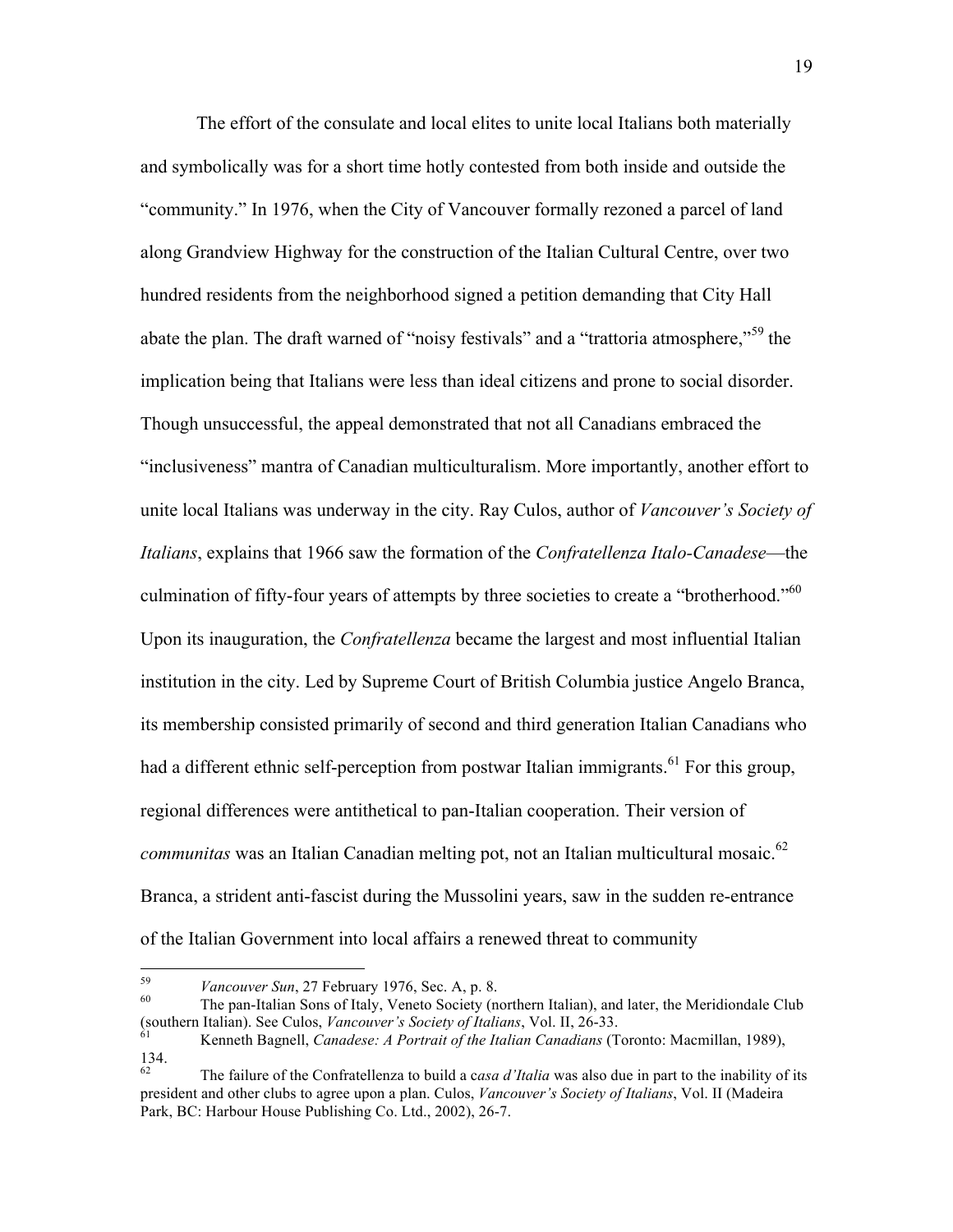The effort of the consulate and local elites to unite local Italians both materially and symbolically was for a short time hotly contested from both inside and outside the "community." In 1976, when the City of Vancouver formally rezoned a parcel of land along Grandview Highway for the construction of the Italian Cultural Centre, over two hundred residents from the neighborhood signed a petition demanding that City Hall abate the plan. The draft warned of "noisy festivals" and a "trattoria atmosphere,"[59] the implication being that Italians were less than ideal citizens and prone to social disorder. Though unsuccessful, the appeal demonstrated that not all Canadians embraced the "inclusiveness" mantra of Canadian multiculturalism. More importantly, another effort to unite local Italians was underway in the city. Ray Culos, author of *Vancouver's Society of Italians*, explains that 1966 saw the formation of the *Confratellenza Italo-Canadese*—the culmination of fifty-four years of attempts by three societies to create a "brotherhood."[60] Upon its inauguration, the *Confratellenza* became the largest and most influential Italian institution in the city. Led by Supreme Court of British Columbia justice Angelo Branca, its membership consisted primarily of second and third generation Italian Canadians who had a different ethnic self-perception from postwar Italian immigrants.[61] For this group, regional differences were antithetical to pan-Italian cooperation. Their version of *communitas* was an Italian Canadian melting pot, not an Italian multicultural mosaic.[62] Branca, a strident anti-fascist during the Mussolini years, saw in the sudden re-entrance of the Italian Government into local affairs a renewed threat to community

---

[59] *Vancouver Sun*, 27 February 1976, Sec. A, p. 8.

[60] The pan-Italian Sons of Italy, Veneto Society (northern Italian), and later, the Meridiondale Club (southern Italian). See Culos, *Vancouver's Society of Italians*, Vol. II, 26-33.

[61] Kenneth Bagnell, *Canadese: A Portrait of the Italian Canadians* (Toronto: Macmillan, 1989), 134.

[62] The failure of the Confratellenza to build a c*asa d'Italia* was also due in part to the inability of its president and other clubs to agree upon a plan. Culos, *Vancouver's Society of Italians*, Vol. II (Madeira Park, BC: Harbour House Publishing Co. Ltd., 2002), 26-7.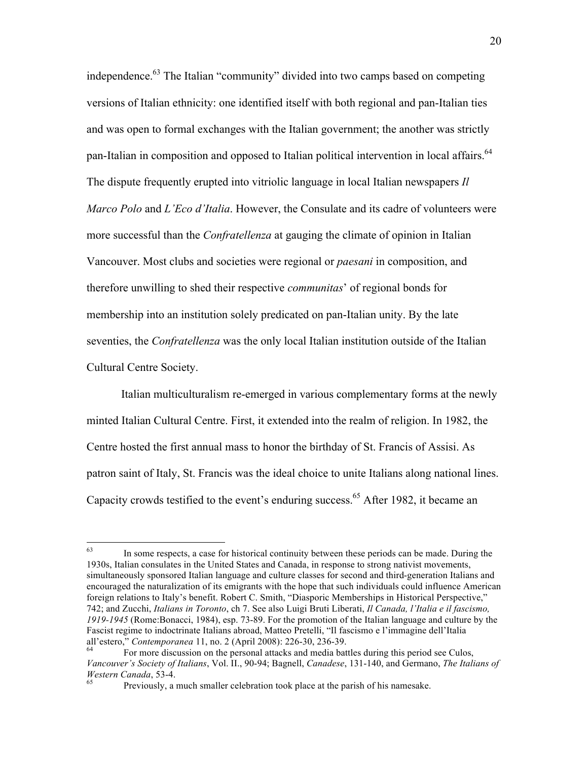independence.[63] The Italian "community" divided into two camps based on competing versions of Italian ethnicity: one identified itself with both regional and pan-Italian ties and was open to formal exchanges with the Italian government; the another was strictly pan-Italian in composition and opposed to Italian political intervention in local affairs.[64] The dispute frequently erupted into vitriolic language in local Italian newspapers *Il Marco Polo* and *L'Eco d'Italia*. However, the Consulate and its cadre of volunteers were more successful than the *Confratellenza* at gauging the climate of opinion in Italian Vancouver. Most clubs and societies were regional or *paesani* in composition, and therefore unwilling to shed their respective *communitas*' of regional bonds for membership into an institution solely predicated on pan-Italian unity. By the late seventies, the *Confratellenza* was the only local Italian institution outside of the Italian Cultural Centre Society.

Italian multiculturalism re-emerged in various complementary forms at the newly minted Italian Cultural Centre. First, it extended into the realm of religion. In 1982, the Centre hosted the first annual mass to honor the birthday of St. Francis of Assisi. As patron saint of Italy, St. Francis was the ideal choice to unite Italians along national lines. Capacity crowds testified to the event's enduring success.[65] After 1982, it became an

---

[63] In some respects, a case for historical continuity between these periods can be made. During the 1930s, Italian consulates in the United States and Canada, in response to strong nativist movements, simultaneously sponsored Italian language and culture classes for second and third-generation Italians and encouraged the naturalization of its emigrants with the hope that such individuals could influence American foreign relations to Italy's benefit. Robert C. Smith, "Diasporic Memberships in Historical Perspective," 742; and Zucchi, *Italians in Toronto*, ch 7. See also Luigi Bruti Liberati, *Il Canada, l'Italia e il fascismo, 1919-1945* (Rome:Bonacci, 1984), esp. 73-89. For the promotion of the Italian language and culture by the Fascist regime to indoctrinate Italians abroad, Matteo Pretelli, "Il fascismo e l'immagine dell'Italia all'estero," *Contemporanea* 11, no. 2 (April 2008): 226-30, 236-39.

[64] For more discussion on the personal attacks and media battles during this period see Culos, *Vancouver's Society of Italians*, Vol. II., 90-94; Bagnell, *Canadese*, 131-140, and Germano, *The Italians of Western Canada*, 53-4.

[65] Previously, a much smaller celebration took place at the parish of his namesake.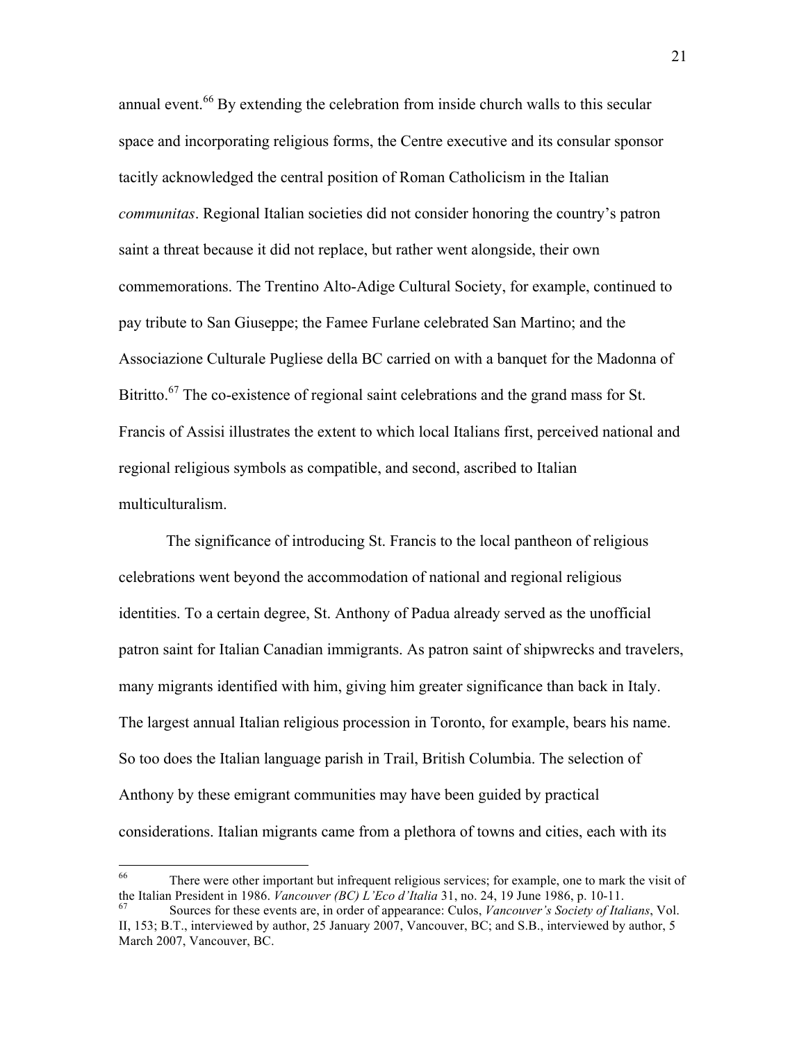annual event.[66] By extending the celebration from inside church walls to this secular space and incorporating religious forms, the Centre executive and its consular sponsor tacitly acknowledged the central position of Roman Catholicism in the Italian *communitas*. Regional Italian societies did not consider honoring the country's patron saint a threat because it did not replace, but rather went alongside, their own commemorations. The Trentino Alto-Adige Cultural Society, for example, continued to pay tribute to San Giuseppe; the Famee Furlane celebrated San Martino; and the Associazione Culturale Pugliese della BC carried on with a banquet for the Madonna of Bitritto.[67] The co-existence of regional saint celebrations and the grand mass for St. Francis of Assisi illustrates the extent to which local Italians first, perceived national and regional religious symbols as compatible, and second, ascribed to Italian multiculturalism.

The significance of introducing St. Francis to the local pantheon of religious celebrations went beyond the accommodation of national and regional religious identities. To a certain degree, St. Anthony of Padua already served as the unofficial patron saint for Italian Canadian immigrants. As patron saint of shipwrecks and travelers, many migrants identified with him, giving him greater significance than back in Italy. The largest annual Italian religious procession in Toronto, for example, bears his name. So too does the Italian language parish in Trail, British Columbia. The selection of Anthony by these emigrant communities may have been guided by practical considerations. Italian migrants came from a plethora of towns and cities, each with its

---

[66] There were other important but infrequent religious services; for example, one to mark the visit of the Italian President in 1986. *Vancouver (BC) L'Eco d'Italia* 31, no. 24, 19 June 1986, p. 10-11.

[67] Sources for these events are, in order of appearance: Culos, *Vancouver's Society of Italians*, Vol. II, 153; B.T., interviewed by author, 25 January 2007, Vancouver, BC; and S.B., interviewed by author, 5 March 2007, Vancouver, BC.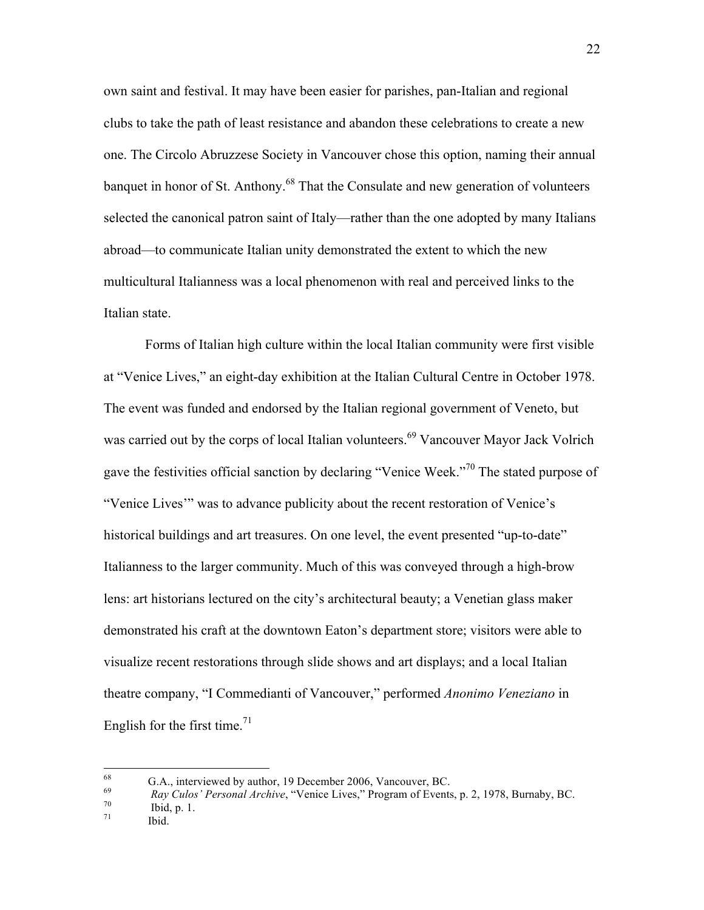own saint and festival. It may have been easier for parishes, pan-Italian and regional clubs to take the path of least resistance and abandon these celebrations to create a new one. The Circolo Abruzzese Society in Vancouver chose this option, naming their annual banquet in honor of St. Anthony.[68] That the Consulate and new generation of volunteers selected the canonical patron saint of Italy—rather than the one adopted by many Italians abroad—to communicate Italian unity demonstrated the extent to which the new multicultural Italianness was a local phenomenon with real and perceived links to the Italian state.

Forms of Italian high culture within the local Italian community were first visible at "Venice Lives," an eight-day exhibition at the Italian Cultural Centre in October 1978. The event was funded and endorsed by the Italian regional government of Veneto, but was carried out by the corps of local Italian volunteers.[69] Vancouver Mayor Jack Volrich gave the festivities official sanction by declaring "Venice Week."[70] The stated purpose of "Venice Lives'" was to advance publicity about the recent restoration of Venice's historical buildings and art treasures. On one level, the event presented "up-to-date" Italianness to the larger community. Much of this was conveyed through a high-brow lens: art historians lectured on the city's architectural beauty; a Venetian glass maker demonstrated his craft at the downtown Eaton's department store; visitors were able to visualize recent restorations through slide shows and art displays; and a local Italian theatre company, "I Commedianti of Vancouver," performed *Anonimo Veneziano* in English for the first time.[71]

---

[68] G.A., interviewed by author, 19 December 2006, Vancouver, BC.

[69] *Ray Culos' Personal Archive*, "Venice Lives," Program of Events, p. 2, 1978, Burnaby, BC.

[70] Ibid, p. 1.

[71] Ibid.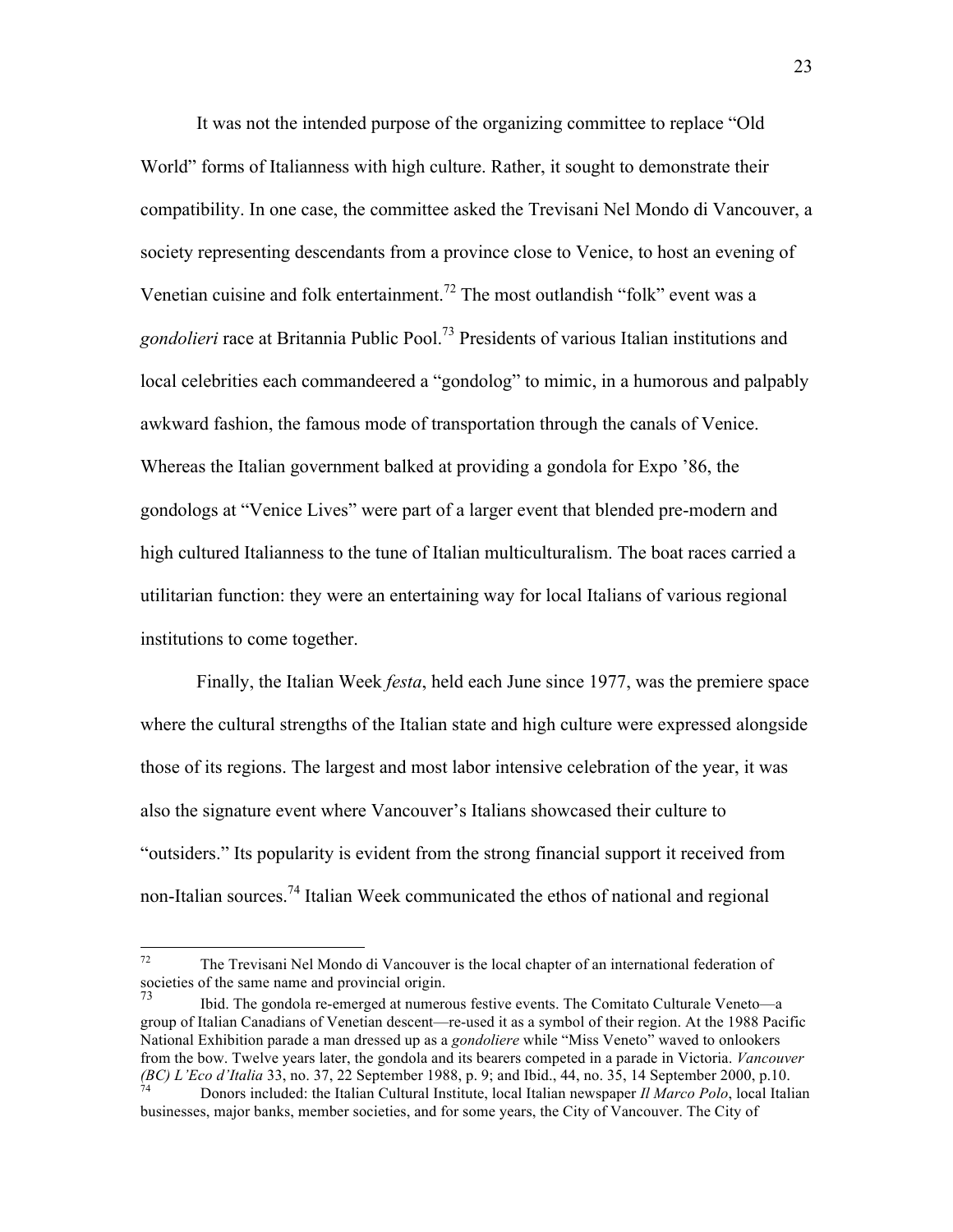It was not the intended purpose of the organizing committee to replace "Old World" forms of Italianness with high culture. Rather, it sought to demonstrate their compatibility. In one case, the committee asked the Trevisani Nel Mondo di Vancouver, a society representing descendants from a province close to Venice, to host an evening of Venetian cuisine and folk entertainment.[72] The most outlandish "folk" event was a *gondolieri* race at Britannia Public Pool.[73] Presidents of various Italian institutions and local celebrities each commandeered a "gondolog" to mimic, in a humorous and palpably awkward fashion, the famous mode of transportation through the canals of Venice. Whereas the Italian government balked at providing a gondola for Expo '86, the gondologs at "Venice Lives" were part of a larger event that blended pre-modern and high cultured Italianness to the tune of Italian multiculturalism. The boat races carried a utilitarian function: they were an entertaining way for local Italians of various regional institutions to come together.

Finally, the Italian Week *festa*, held each June since 1977, was the premiere space where the cultural strengths of the Italian state and high culture were expressed alongside those of its regions. The largest and most labor intensive celebration of the year, it was also the signature event where Vancouver's Italians showcased their culture to "outsiders." Its popularity is evident from the strong financial support it received from non-Italian sources.[74] Italian Week communicated the ethos of national and regional

---

[72] The Trevisani Nel Mondo di Vancouver is the local chapter of an international federation of societies of the same name and provincial origin.

[73] Ibid. The gondola re-emerged at numerous festive events. The Comitato Culturale Veneto—a group of Italian Canadians of Venetian descent—re-used it as a symbol of their region. At the 1988 Pacific National Exhibition parade a man dressed up as a *gondoliere* while "Miss Veneto" waved to onlookers from the bow. Twelve years later, the gondola and its bearers competed in a parade in Victoria. *Vancouver (BC) L'Eco d'Italia* 33, no. 37, 22 September 1988, p. 9; and Ibid., 44, no. 35, 14 September 2000, p.10.

[74] Donors included: the Italian Cultural Institute, local Italian newspaper *Il Marco Polo*, local Italian businesses, major banks, member societies, and for some years, the City of Vancouver. The City of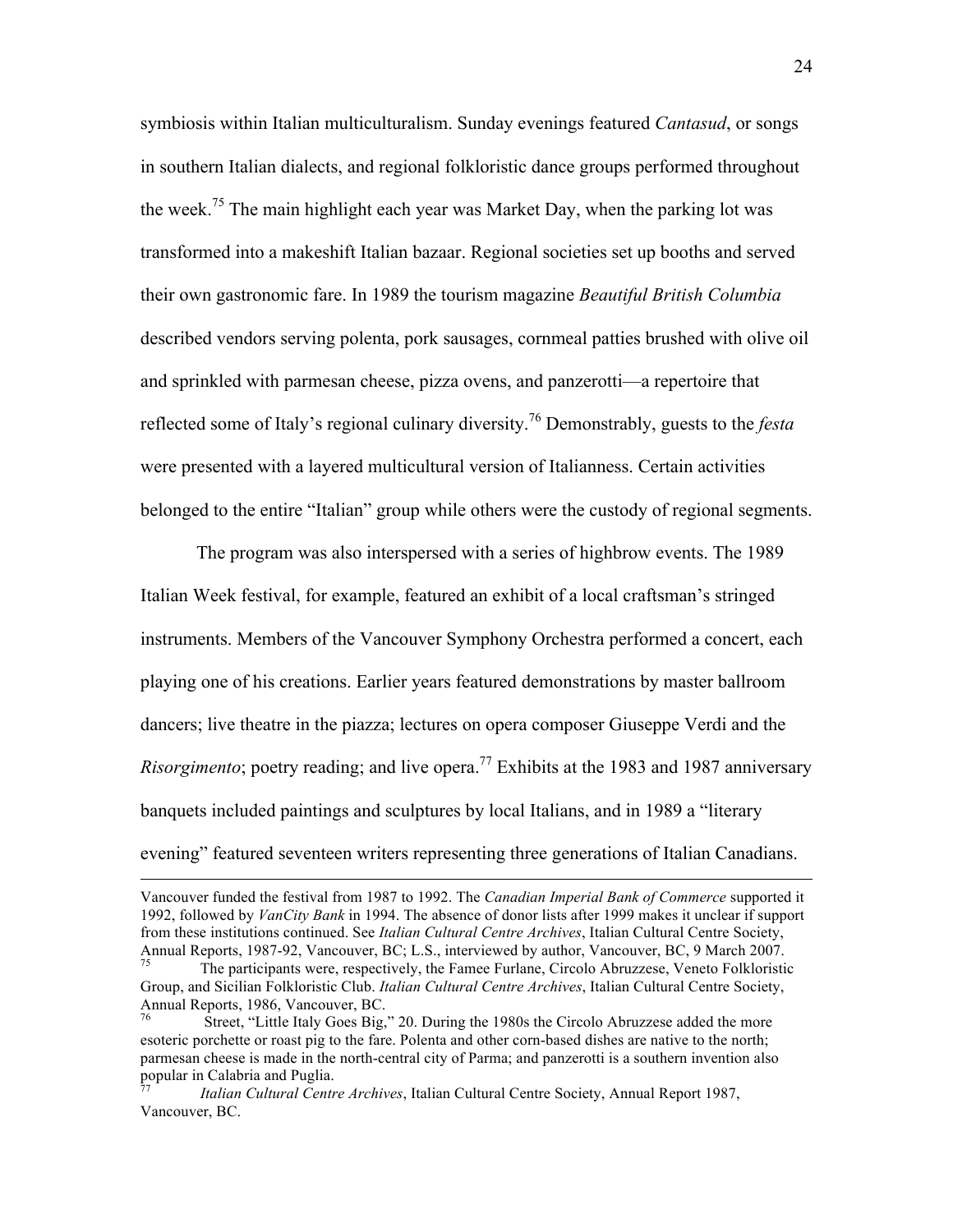symbiosis within Italian multiculturalism. Sunday evenings featured *Cantasud*, or songs in southern Italian dialects, and regional folkloristic dance groups performed throughout the week.[75] The main highlight each year was Market Day, when the parking lot was transformed into a makeshift Italian bazaar. Regional societies set up booths and served their own gastronomic fare. In 1989 the tourism magazine *Beautiful British Columbia* described vendors serving polenta, pork sausages, cornmeal patties brushed with olive oil and sprinkled with parmesan cheese, pizza ovens, and panzerotti—a repertoire that reflected some of Italy's regional culinary diversity.[76] Demonstrably, guests to the *festa* were presented with a layered multicultural version of Italianness. Certain activities belonged to the entire "Italian" group while others were the custody of regional segments.

The program was also interspersed with a series of highbrow events. The 1989 Italian Week festival, for example, featured an exhibit of a local craftsman's stringed instruments. Members of the Vancouver Symphony Orchestra performed a concert, each playing one of his creations. Earlier years featured demonstrations by master ballroom dancers; live theatre in the piazza; lectures on opera composer Giuseppe Verdi and the *Risorgimento*; poetry reading; and live opera.[77] Exhibits at the 1983 and 1987 anniversary banquets included paintings and sculptures by local Italians, and in 1989 a "literary evening" featured seventeen writers representing three generations of Italian Canadians.

---

Vancouver funded the festival from 1987 to 1992. The *Canadian Imperial Bank of Commerce* supported it 1992, followed by *VanCity Bank* in 1994. The absence of donor lists after 1999 makes it unclear if support from these institutions continued. See *Italian Cultural Centre Archives*, Italian Cultural Centre Society, Annual Reports, 1987-92, Vancouver, BC; L.S., interviewed by author, Vancouver, BC, 9 March 2007.

[75] The participants were, respectively, the Famee Furlane, Circolo Abruzzese, Veneto Folkloristic Group, and Sicilian Folkloristic Club. *Italian Cultural Centre Archives*, Italian Cultural Centre Society, Annual Reports, 1986, Vancouver, BC.

[76] Street, "Little Italy Goes Big," 20. During the 1980s the Circolo Abruzzese added the more esoteric porchette or roast pig to the fare. Polenta and other corn-based dishes are native to the north; parmesan cheese is made in the north-central city of Parma; and panzerotti is a southern invention also popular in Calabria and Puglia.

[77] *Italian Cultural Centre Archives*, Italian Cultural Centre Society, Annual Report 1987, Vancouver, BC.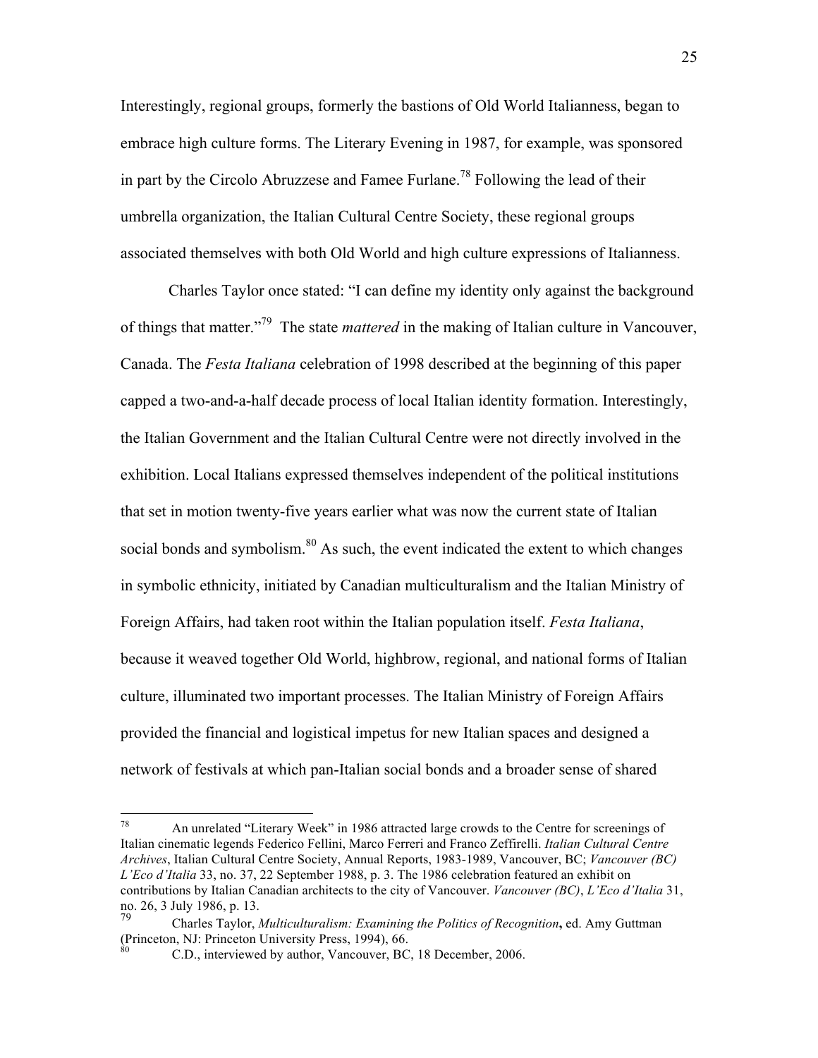Interestingly, regional groups, formerly the bastions of Old World Italianness, began to embrace high culture forms. The Literary Evening in 1987, for example, was sponsored in part by the Circolo Abruzzese and Famee Furlane.[78] Following the lead of their umbrella organization, the Italian Cultural Centre Society, these regional groups associated themselves with both Old World and high culture expressions of Italianness.

Charles Taylor once stated: "I can define my identity only against the background of things that matter."[79] The state *mattered* in the making of Italian culture in Vancouver, Canada. The *Festa Italiana* celebration of 1998 described at the beginning of this paper capped a two-and-a-half decade process of local Italian identity formation. Interestingly, the Italian Government and the Italian Cultural Centre were not directly involved in the exhibition. Local Italians expressed themselves independent of the political institutions that set in motion twenty-five years earlier what was now the current state of Italian social bonds and symbolism.[80] As such, the event indicated the extent to which changes in symbolic ethnicity, initiated by Canadian multiculturalism and the Italian Ministry of Foreign Affairs, had taken root within the Italian population itself. *Festa Italiana*, because it weaved together Old World, highbrow, regional, and national forms of Italian culture, illuminated two important processes. The Italian Ministry of Foreign Affairs provided the financial and logistical impetus for new Italian spaces and designed a network of festivals at which pan-Italian social bonds and a broader sense of shared

---

[78] An unrelated "Literary Week" in 1986 attracted large crowds to the Centre for screenings of Italian cinematic legends Federico Fellini, Marco Ferreri and Franco Zeffirelli. *Italian Cultural Centre Archives*, Italian Cultural Centre Society, Annual Reports, 1983-1989, Vancouver, BC; *Vancouver (BC) L'Eco d'Italia* 33, no. 37, 22 September 1988, p. 3. The 1986 celebration featured an exhibit on contributions by Italian Canadian architects to the city of Vancouver. *Vancouver (BC)*, *L'Eco d'Italia* 31, no. 26, 3 July 1986, p. 13.

[79] Charles Taylor, *Multiculturalism: Examining the Politics of Recognition*, ed. Amy Guttman (Princeton, NJ: Princeton University Press, 1994), 66.

[80] C.D., interviewed by author, Vancouver, BC, 18 December, 2006.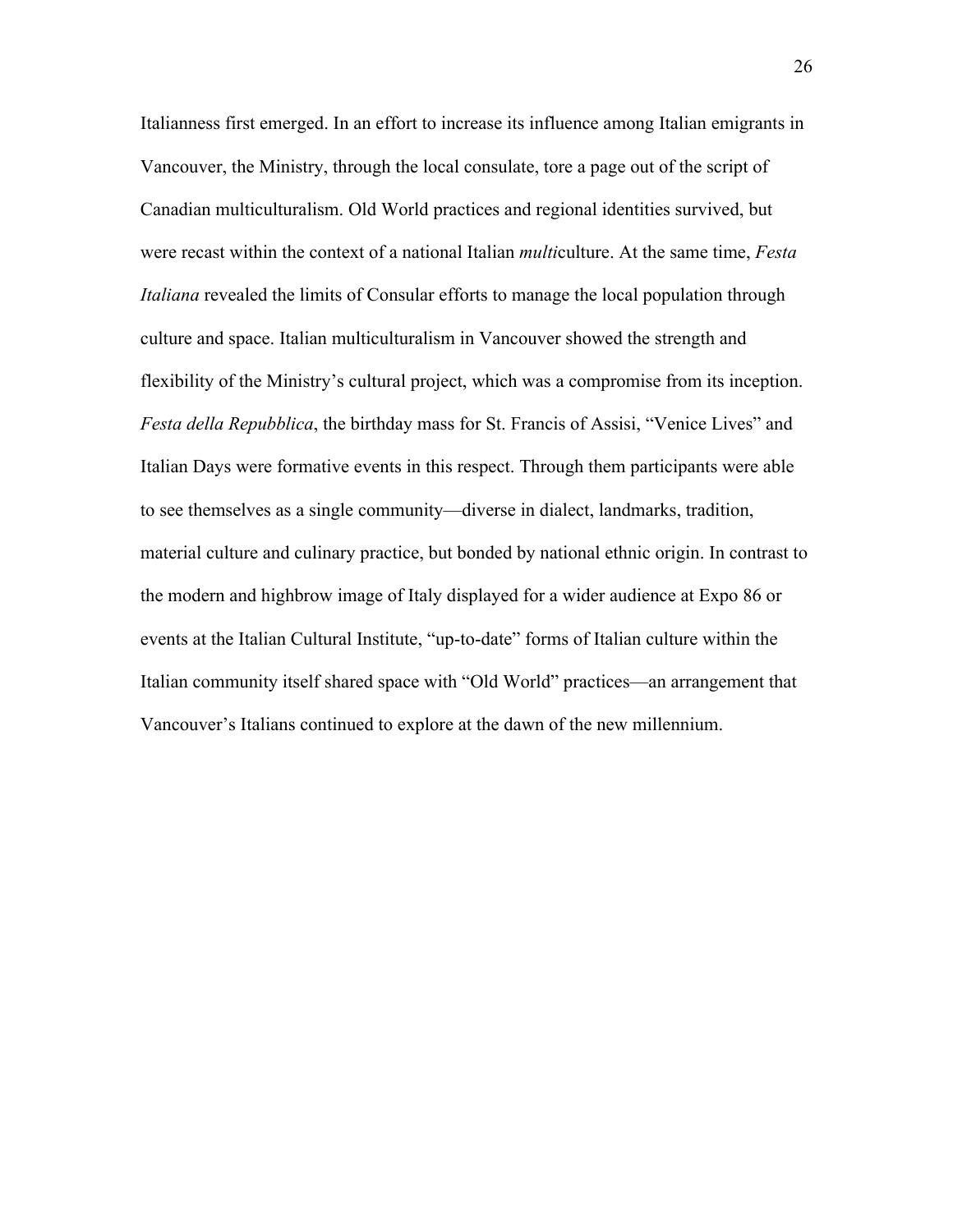Italianness first emerged. In an effort to increase its influence among Italian emigrants in Vancouver, the Ministry, through the local consulate, tore a page out of the script of Canadian multiculturalism. Old World practices and regional identities survived, but were recast within the context of a national Italian *multi*culture. At the same time, *Festa Italiana* revealed the limits of Consular efforts to manage the local population through culture and space. Italian multiculturalism in Vancouver showed the strength and flexibility of the Ministry's cultural project, which was a compromise from its inception. *Festa della Repubblica*, the birthday mass for St. Francis of Assisi, "Venice Lives" and Italian Days were formative events in this respect. Through them participants were able to see themselves as a single community—diverse in dialect, landmarks, tradition, material culture and culinary practice, but bonded by national ethnic origin. In contrast to the modern and highbrow image of Italy displayed for a wider audience at Expo 86 or events at the Italian Cultural Institute, "up-to-date" forms of Italian culture within the Italian community itself shared space with "Old World" practices—an arrangement that Vancouver's Italians continued to explore at the dawn of the new millennium.